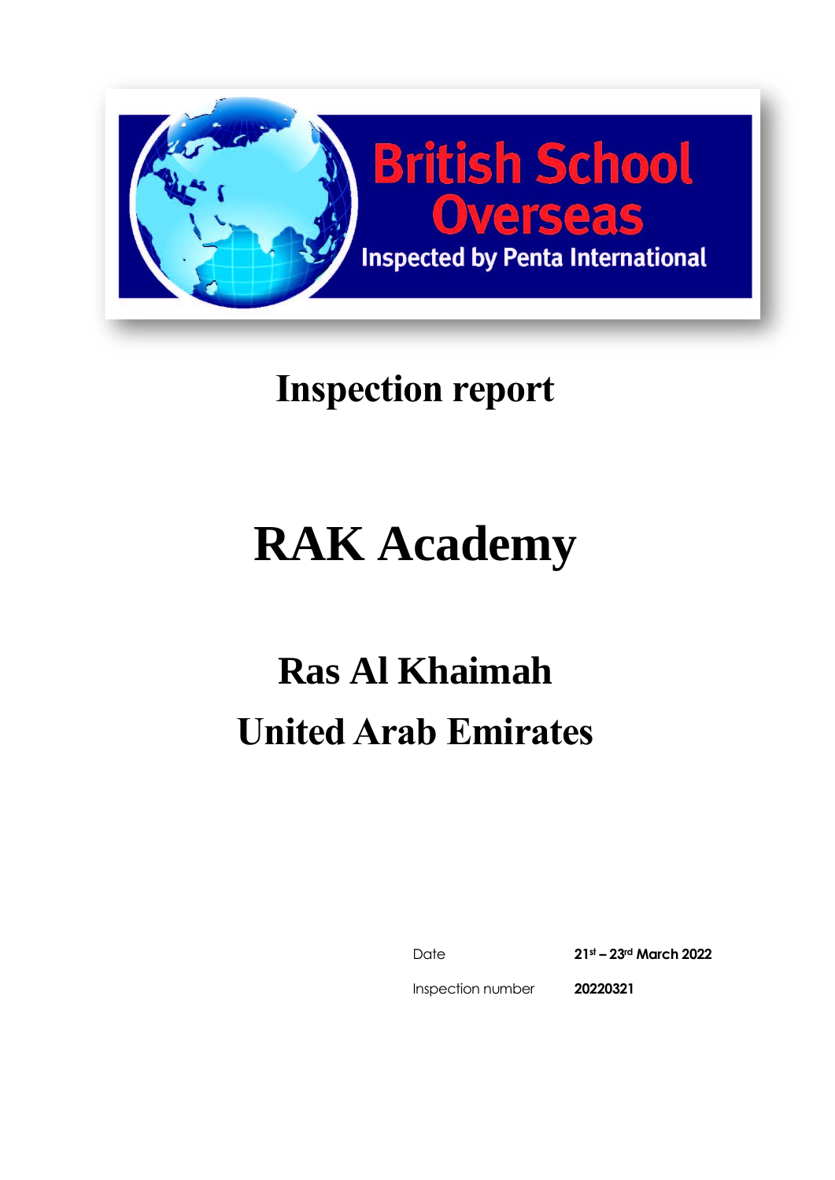British School Overseas

Inspected by Penta International

# Inspection report

# RAK Academy

## Ras Al Khaimah

## United Arab Emirates

| | |
|---|---|
| Date | **21st – 23rd March 2022** |
| Inspection number | **20220321** |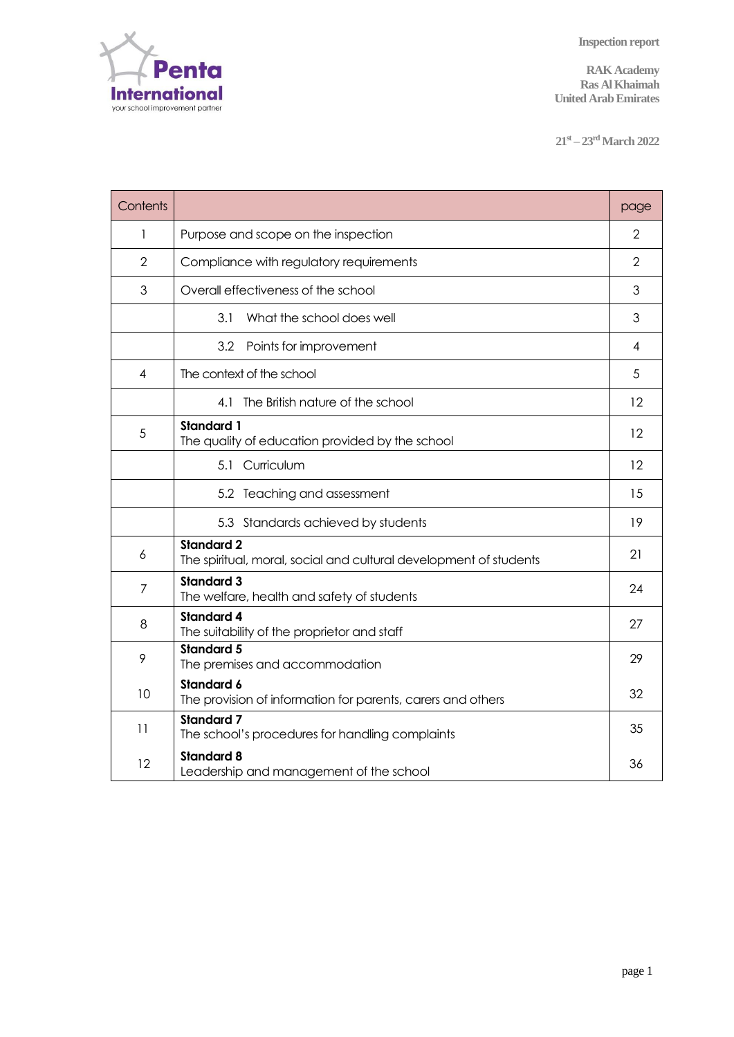Inspection report

RAK Academy
Ras Al Khaimah
United Arab Emirates

21st – 23rd March 2022

| Contents | | page |
|---|---|---|
| 1 | Purpose and scope on the inspection | 2 |
| 2 | Compliance with regulatory requirements | 2 |
| 3 | Overall effectiveness of the school | 3 |
| | 3.1 What the school does well | 3 |
| | 3.2 Points for improvement | 4 |
| 4 | The context of the school | 5 |
| | 4.1 The British nature of the school | 12 |
| 5 | **Standard 1** The quality of education provided by the school | 12 |
| | 5.1 Curriculum | 12 |
| | 5.2 Teaching and assessment | 15 |
| | 5.3 Standards achieved by students | 19 |
| 6 | **Standard 2** The spiritual, moral, social and cultural development of students | 21 |
| 7 | **Standard 3** The welfare, health and safety of students | 24 |
| 8 | **Standard 4** The suitability of the proprietor and staff | 27 |
| 9 | **Standard 5** The premises and accommodation | 29 |
| 10 | **Standard 6** The provision of information for parents, carers and others | 32 |
| 11 | **Standard 7** The school's procedures for handling complaints | 35 |
| 12 | **Standard 8** Leadership and management of the school | 36 |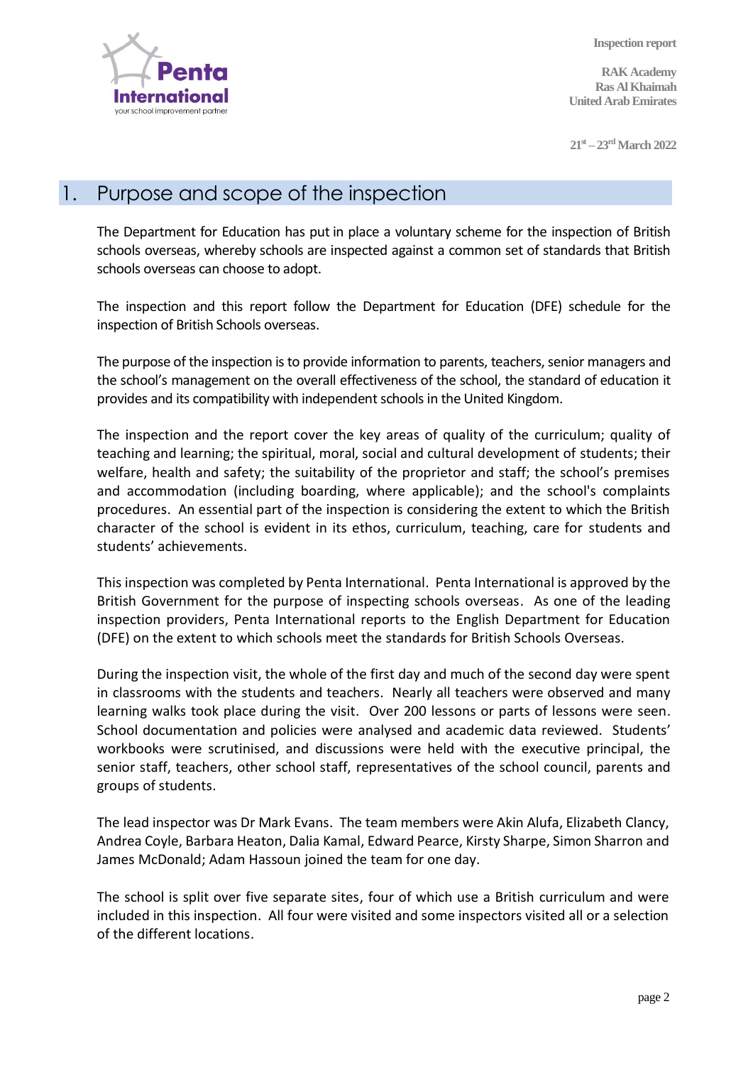## 1. Purpose and scope of the inspection

The Department for Education has put in place a voluntary scheme for the inspection of British schools overseas, whereby schools are inspected against a common set of standards that British schools overseas can choose to adopt.

The inspection and this report follow the Department for Education (DFE) schedule for the inspection of British Schools overseas.

The purpose of the inspection is to provide information to parents, teachers, senior managers and the school's management on the overall effectiveness of the school, the standard of education it provides and its compatibility with independent schools in the United Kingdom.

The inspection and the report cover the key areas of quality of the curriculum; quality of teaching and learning; the spiritual, moral, social and cultural development of students; their welfare, health and safety; the suitability of the proprietor and staff; the school's premises and accommodation (including boarding, where applicable); and the school's complaints procedures. An essential part of the inspection is considering the extent to which the British character of the school is evident in its ethos, curriculum, teaching, care for students and students' achievements.

This inspection was completed by Penta International. Penta International is approved by the British Government for the purpose of inspecting schools overseas. As one of the leading inspection providers, Penta International reports to the English Department for Education (DFE) on the extent to which schools meet the standards for British Schools Overseas.

During the inspection visit, the whole of the first day and much of the second day were spent in classrooms with the students and teachers. Nearly all teachers were observed and many learning walks took place during the visit. Over 200 lessons or parts of lessons were seen. School documentation and policies were analysed and academic data reviewed. Students' workbooks were scrutinised, and discussions were held with the executive principal, the senior staff, teachers, other school staff, representatives of the school council, parents and groups of students.

The lead inspector was Dr Mark Evans. The team members were Akin Alufa, Elizabeth Clancy, Andrea Coyle, Barbara Heaton, Dalia Kamal, Edward Pearce, Kirsty Sharpe, Simon Sharron and James McDonald; Adam Hassoun joined the team for one day.

The school is split over five separate sites, four of which use a British curriculum and were included in this inspection. All four were visited and some inspectors visited all or a selection of the different locations.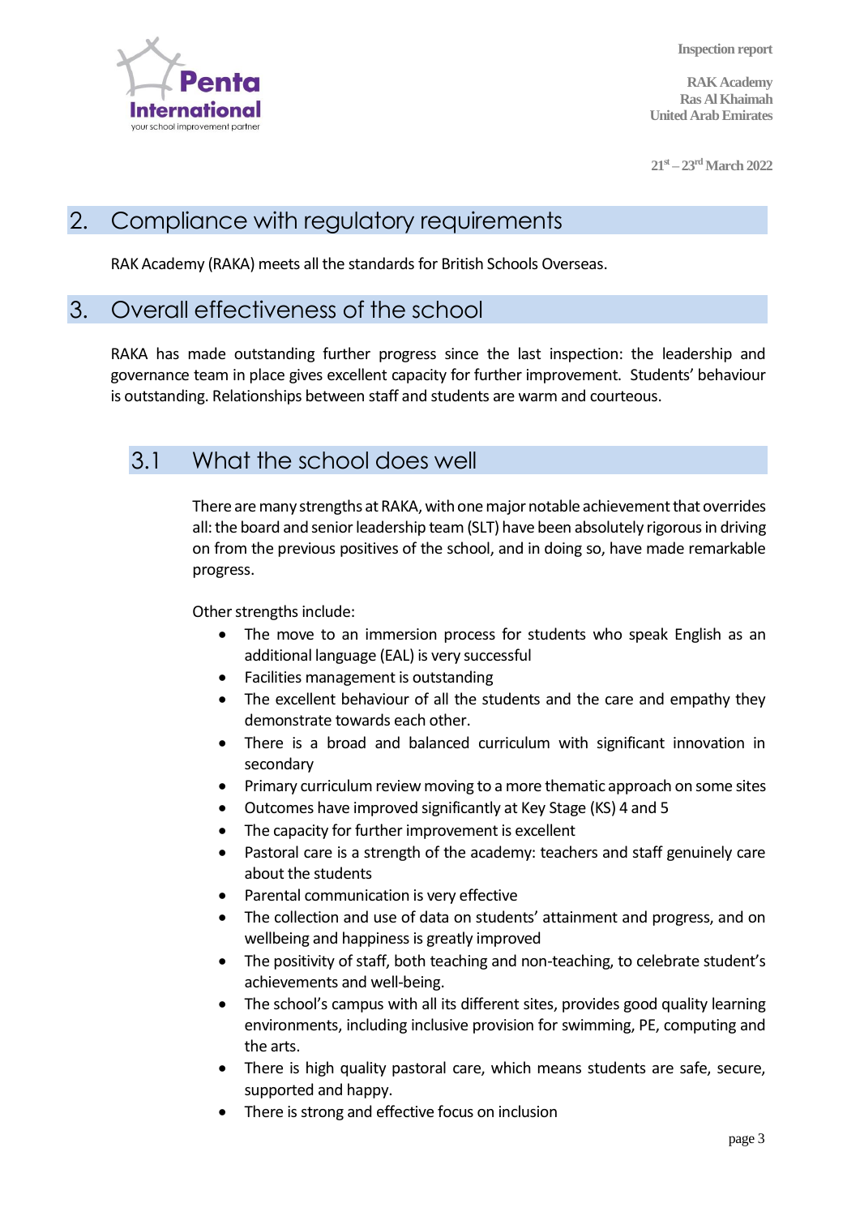## 2. Compliance with regulatory requirements

RAK Academy (RAKA) meets all the standards for British Schools Overseas.

## 3. Overall effectiveness of the school

RAKA has made outstanding further progress since the last inspection: the leadership and governance team in place gives excellent capacity for further improvement. Students' behaviour is outstanding. Relationships between staff and students are warm and courteous.

### 3.1 What the school does well

There are many strengths at RAKA, with one major notable achievement that overrides all: the board and senior leadership team (SLT) have been absolutely rigorous in driving on from the previous positives of the school, and in doing so, have made remarkable progress.

Other strengths include:

- The move to an immersion process for students who speak English as an additional language (EAL) is very successful
- Facilities management is outstanding
- The excellent behaviour of all the students and the care and empathy they demonstrate towards each other.
- There is a broad and balanced curriculum with significant innovation in secondary
- Primary curriculum review moving to a more thematic approach on some sites
- Outcomes have improved significantly at Key Stage (KS) 4 and 5
- The capacity for further improvement is excellent
- Pastoral care is a strength of the academy: teachers and staff genuinely care about the students
- Parental communication is very effective
- The collection and use of data on students' attainment and progress, and on wellbeing and happiness is greatly improved
- The positivity of staff, both teaching and non-teaching, to celebrate student's achievements and well-being.
- The school's campus with all its different sites, provides good quality learning environments, including inclusive provision for swimming, PE, computing and the arts.
- There is high quality pastoral care, which means students are safe, secure, supported and happy.
- There is strong and effective focus on inclusion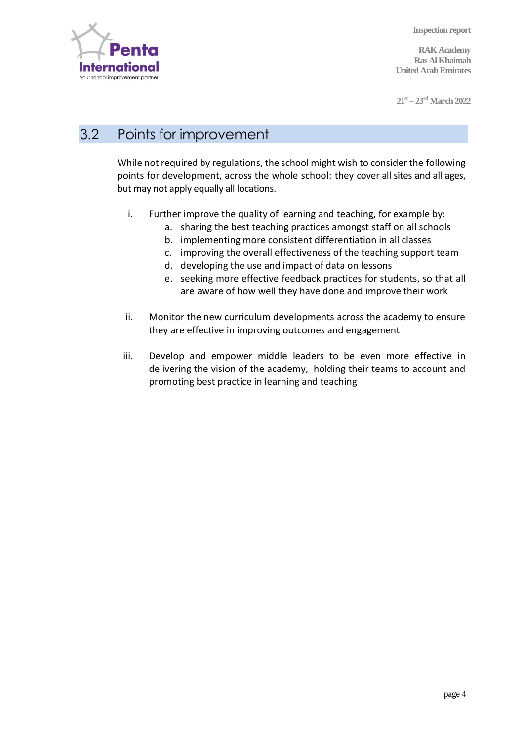## 3.2 Points for improvement

While not required by regulations, the school might wish to consider the following points for development, across the whole school: they cover all sites and all ages, but may not apply equally all locations.

i. Further improve the quality of learning and teaching, for example by:
   a. sharing the best teaching practices amongst staff on all schools
   b. implementing more consistent differentiation in all classes
   c. improving the overall effectiveness of the teaching support team
   d. developing the use and impact of data on lessons
   e. seeking more effective feedback practices for students, so that all are aware of how well they have done and improve their work

ii. Monitor the new curriculum developments across the academy to ensure they are effective in improving outcomes and engagement

iii. Develop and empower middle leaders to be even more effective in delivering the vision of the academy, holding their teams to account and promoting best practice in learning and teaching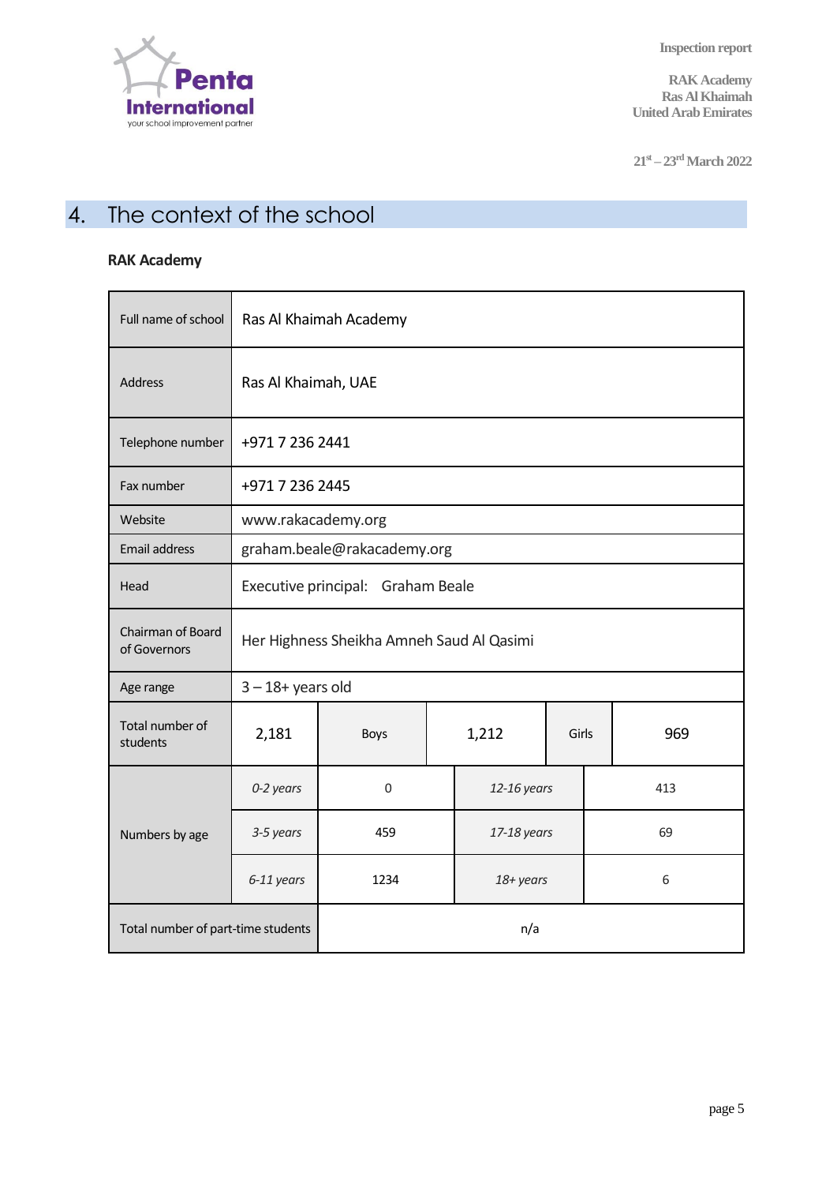# 4. The context of the school

**RAK Academy**

| Full name of school | Ras Al Khaimah Academy | | | | |
|---|---|---|---|---|---|
| Address | Ras Al Khaimah, UAE | | | | |
| Telephone number | +971 7 236 2441 | | | | |
| Fax number | +971 7 236 2445 | | | | |
| Website | www.rakacademy.org | | | | |
| Email address | graham.beale@rakacademy.org | | | | |
| Head | Executive principal: Graham Beale | | | | |
| Chairman of Board of Governors | Her Highness Sheikha Amneh Saud Al Qasimi | | | | |
| Age range | 3 – 18+ years old | | | | |
| Total number of students | 2,181 | Boys | 1,212 | Girls | 969 |
| Numbers by age | *0-2 years* | 0 | *12-16 years* | 413 | |
| | *3-5 years* | 459 | *17-18 years* | 69 | |
| | *6-11 years* | 1234 | *18+ years* | 6 | |
| Total number of part-time students | n/a | | | | |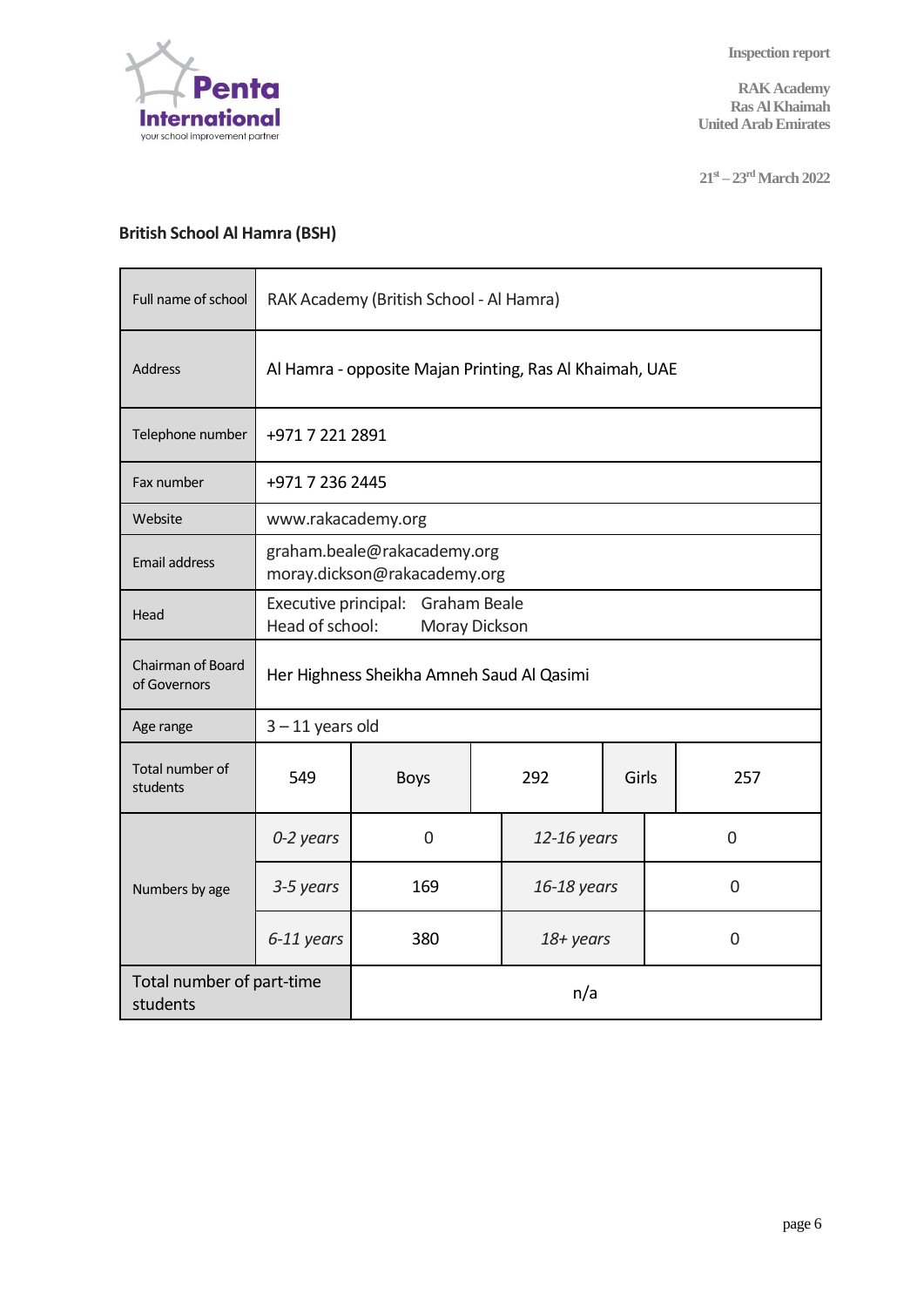## British School Al Hamra (BSH)

| | | | | | |
|---|---|---|---|---|---|
| Full name of school | RAK Academy (British School - Al Hamra) | | | | |
| Address | Al Hamra - opposite Majan Printing, Ras Al Khaimah, UAE | | | | |
| Telephone number | +971 7 221 2891 | | | | |
| Fax number | +971 7 236 2445 | | | | |
| Website | www.rakacademy.org | | | | |
| Email address | graham.beale@rakacademy.org<br>moray.dickson@rakacademy.org | | | | |
| Head | Executive principal: Graham Beale<br>Head of school: Moray Dickson | | | | |
| Chairman of Board of Governors | Her Highness Sheikha Amneh Saud Al Qasimi | | | | |
| Age range | 3 – 11 years old | | | | |
| Total number of students | 549 | Boys | 292 | Girls | 257 |
| Numbers by age | *0-2 years* | 0 | *12-16 years* | 0 | |
| | *3-5 years* | 169 | *16-18 years* | 0 | |
| | *6-11 years* | 380 | *18+ years* | 0 | |
| Total number of part-time students | n/a | | | | |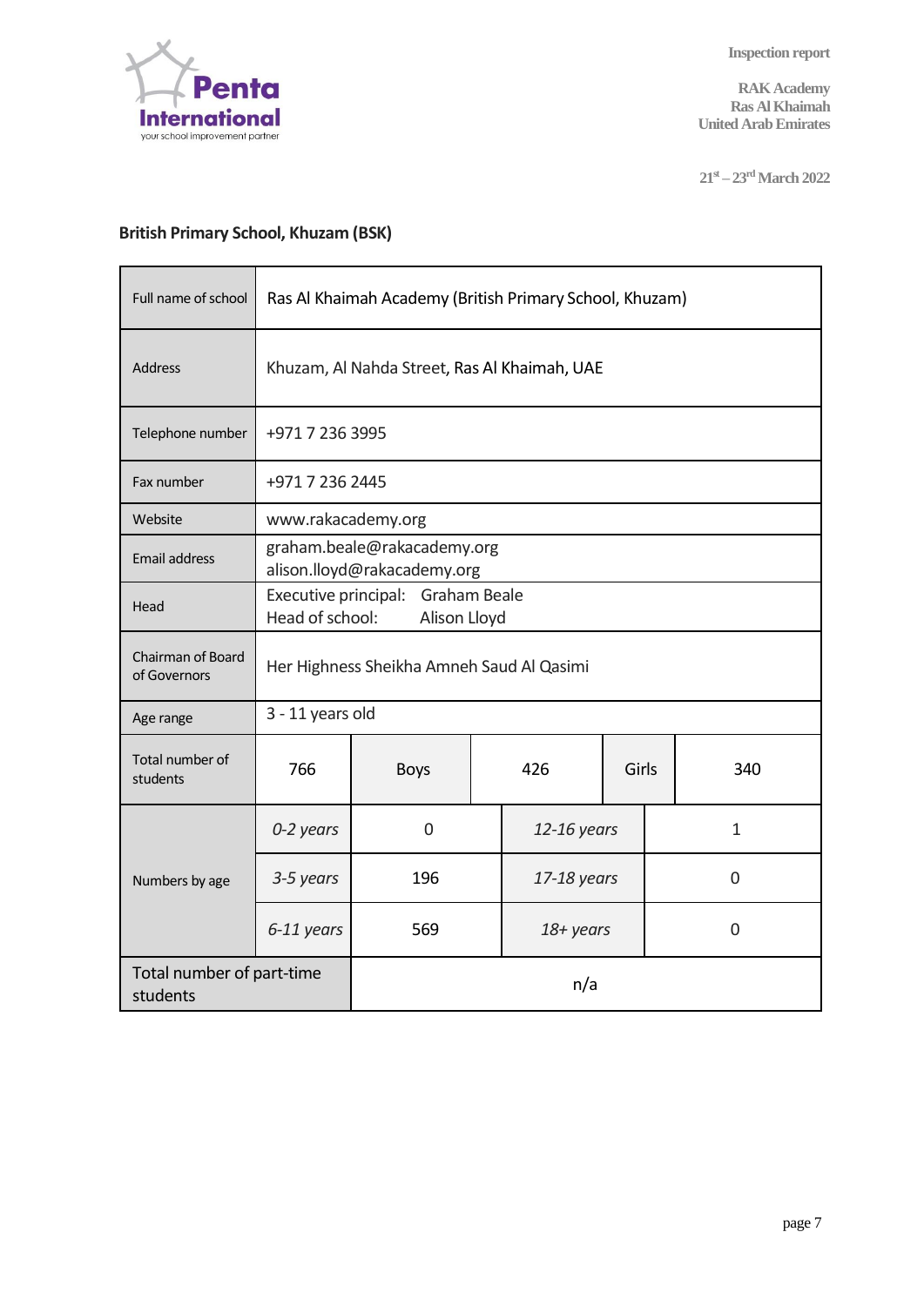## British Primary School, Khuzam (BSK)

| Full name of school | Ras Al Khaimah Academy (British Primary School, Khuzam) | | | | |
|---|---|---|---|---|---|
| Address | Khuzam, Al Nahda Street, Ras Al Khaimah, UAE | | | | |
| Telephone number | +971 7 236 3995 | | | | |
| Fax number | +971 7 236 2445 | | | | |
| Website | www.rakacademy.org | | | | |
| Email address | graham.beale@rakacademy.org<br>alison.lloyd@rakacademy.org | | | | |
| Head | Executive principal: Graham Beale<br>Head of school: Alison Lloyd | | | | |
| Chairman of Board of Governors | Her Highness Sheikha Amneh Saud Al Qasimi | | | | |
| Age range | 3 - 11 years old | | | | |
| Total number of students | 766 | Boys | 426 | Girls | 340 |
| Numbers by age | *0-2 years* | 0 | *12-16 years* | 1 | |
| | *3-5 years* | 196 | *17-18 years* | 0 | |
| | *6-11 years* | 569 | *18+ years* | 0 | |
| Total number of part-time students | | n/a | | | |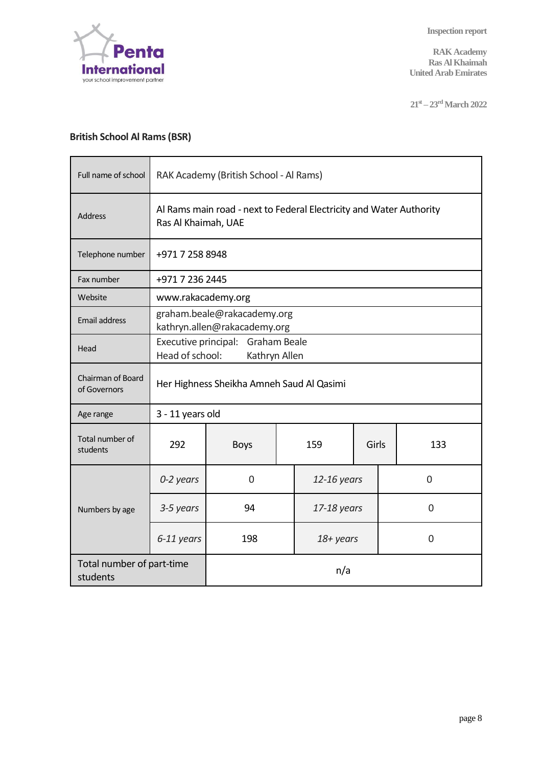## British School Al Rams (BSR)

| | | | | | | |
|---|---|---|---|---|---|---|
| Full name of school | RAK Academy (British School - Al Rams) | | | | | |
| Address | Al Rams main road - next to Federal Electricity and Water Authority<br>Ras Al Khaimah, UAE | | | | | |
| Telephone number | +971 7 258 8948 | | | | | |
| Fax number | +971 7 236 2445 | | | | | |
| Website | www.rakacademy.org | | | | | |
| Email address | graham.beale@rakacademy.org<br>kathryn.allen@rakacademy.org | | | | | |
| Head | Executive principal: Graham Beale<br>Head of school: Kathryn Allen | | | | | |
| Chairman of Board of Governors | Her Highness Sheikha Amneh Saud Al Qasimi | | | | | |
| Age range | 3 - 11 years old | | | | | |
| Total number of students | 292 | Boys | 159 | Girls | 133 | |
| Numbers by age | *0-2 years* | 0 | *12-16 years* | 0 | | |
| | *3-5 years* | 94 | *17-18 years* | 0 | | |
| | *6-11 years* | 198 | *18+ years* | 0 | | |
| Total number of part-time students | n/a | | | | | |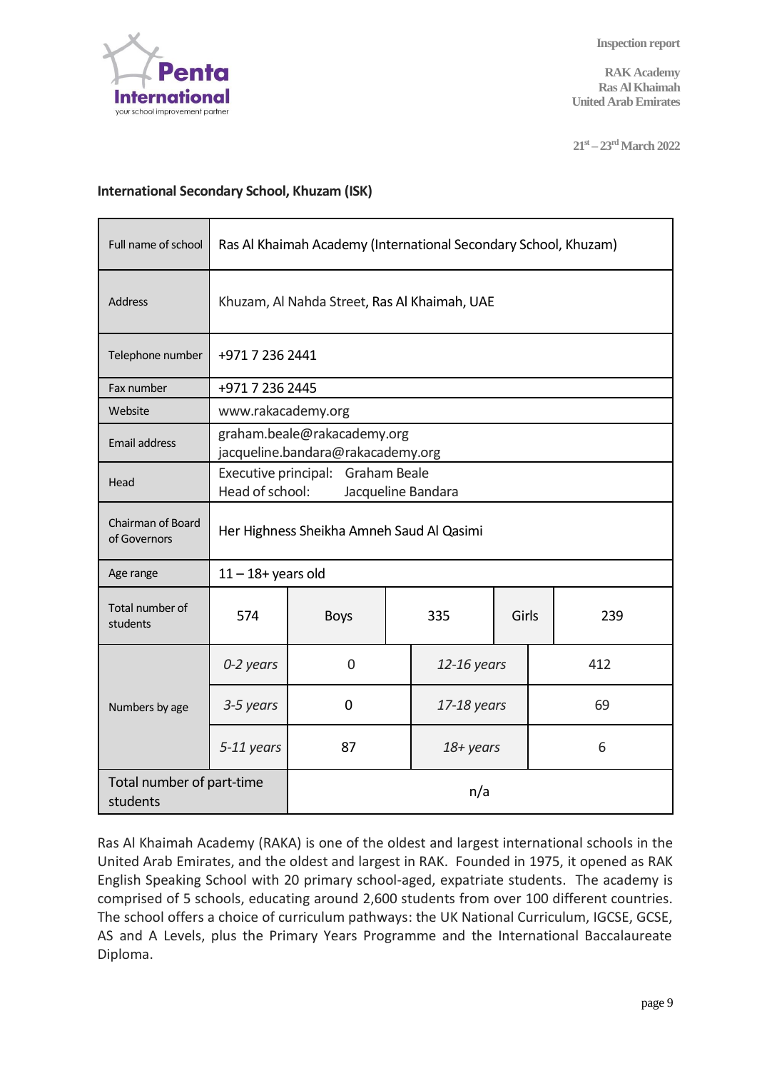## International Secondary School, Khuzam (ISK)

| Full name of school | Ras Al Khaimah Academy (International Secondary School, Khuzam) | | | | |
|---|---|---|---|---|---|
| Address | Khuzam, Al Nahda Street, Ras Al Khaimah, UAE | | | | |
| Telephone number | +971 7 236 2441 | | | | |
| Fax number | +971 7 236 2445 | | | | |
| Website | www.rakacademy.org | | | | |
| Email address | graham.beale@rakacademy.org<br>jacqueline.bandara@rakacademy.org | | | | |
| Head | Executive principal: Graham Beale<br>Head of school: Jacqueline Bandara | | | | |
| Chairman of Board of Governors | Her Highness Sheikha Amneh Saud Al Qasimi | | | | |
| Age range | 11 – 18+ years old | | | | |
| Total number of students | 574 | Boys | 335 | Girls | 239 |
| Numbers by age | *0-2 years* | 0 | *12-16 years* | 412 | |
| | *3-5 years* | 0 | *17-18 years* | 69 | |
| | *5-11 years* | 87 | *18+ years* | 6 | |
| Total number of part-time students | n/a | | | | |

Ras Al Khaimah Academy (RAKA) is one of the oldest and largest international schools in the United Arab Emirates, and the oldest and largest in RAK. Founded in 1975, it opened as RAK English Speaking School with 20 primary school-aged, expatriate students. The academy is comprised of 5 schools, educating around 2,600 students from over 100 different countries. The school offers a choice of curriculum pathways: the UK National Curriculum, IGCSE, GCSE, AS and A Levels, plus the Primary Years Programme and the International Baccalaureate Diploma.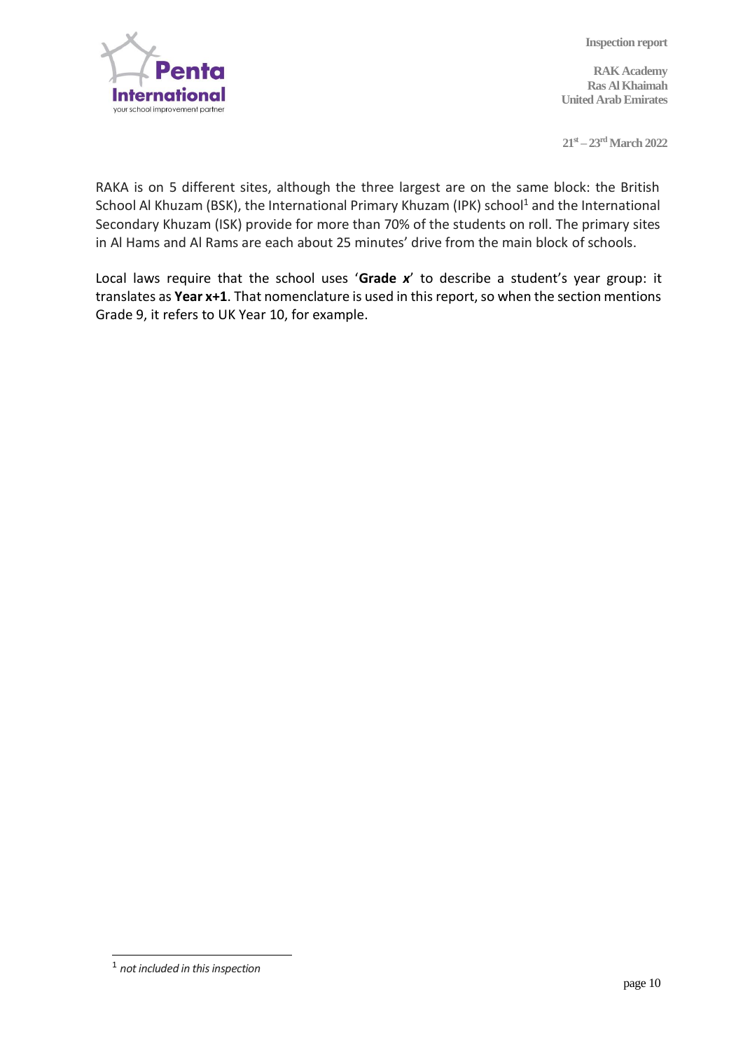RAKA is on 5 different sites, although the three largest are on the same block: the British School Al Khuzam (BSK), the International Primary Khuzam (IPK) school[1] and the International Secondary Khuzam (ISK) provide for more than 70% of the students on roll. The primary sites in Al Hams and Al Rams are each about 25 minutes' drive from the main block of schools.

Local laws require that the school uses '**Grade *x***' to describe a student's year group: it translates as **Year x+1**. That nomenclature is used in this report, so when the section mentions Grade 9, it refers to UK Year 10, for example.

---

[1] *not included in this inspection*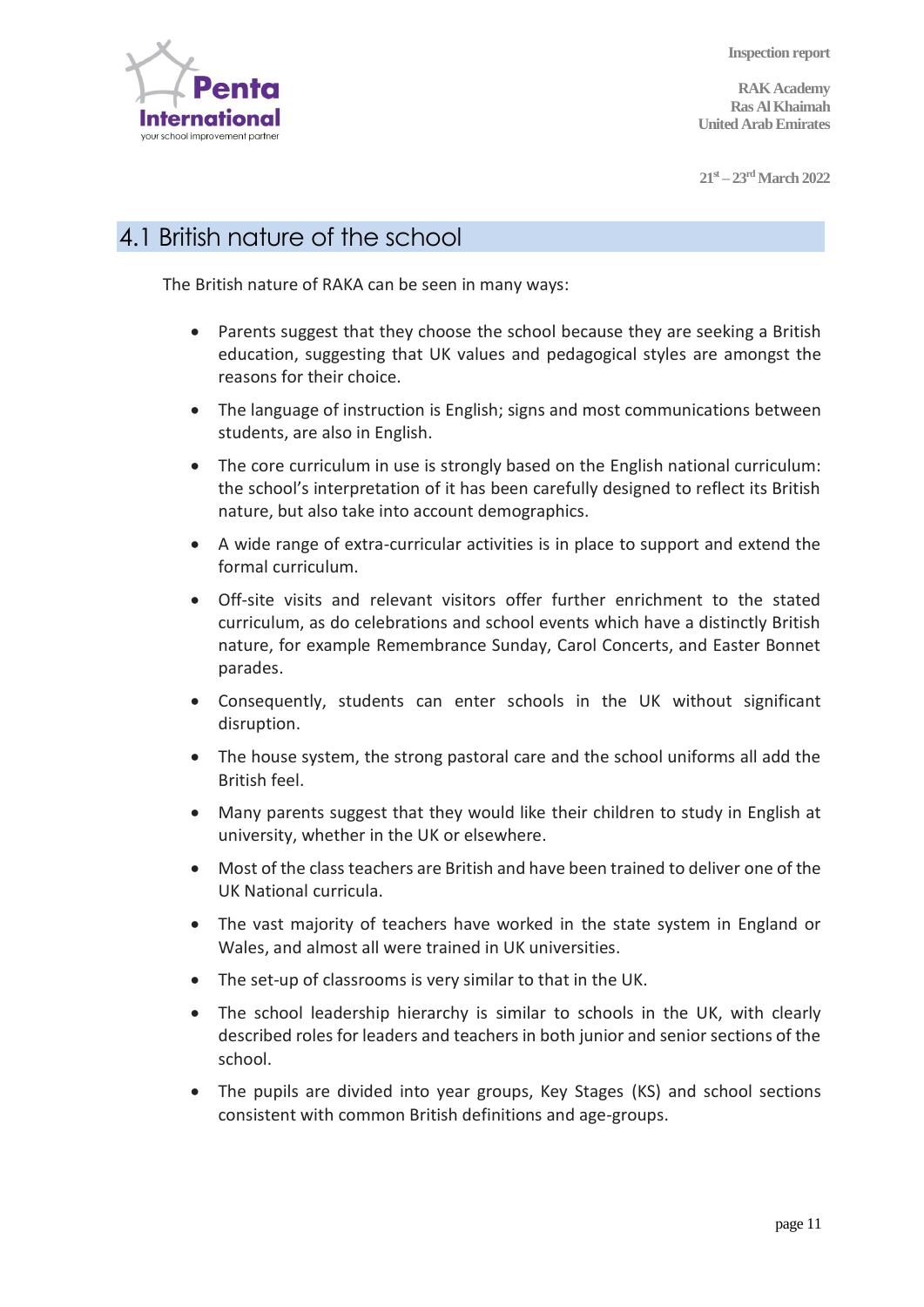## 4.1 British nature of the school

The British nature of RAKA can be seen in many ways:

- Parents suggest that they choose the school because they are seeking a British education, suggesting that UK values and pedagogical styles are amongst the reasons for their choice.
- The language of instruction is English; signs and most communications between students, are also in English.
- The core curriculum in use is strongly based on the English national curriculum: the school's interpretation of it has been carefully designed to reflect its British nature, but also take into account demographics.
- A wide range of extra-curricular activities is in place to support and extend the formal curriculum.
- Off-site visits and relevant visitors offer further enrichment to the stated curriculum, as do celebrations and school events which have a distinctly British nature, for example Remembrance Sunday, Carol Concerts, and Easter Bonnet parades.
- Consequently, students can enter schools in the UK without significant disruption.
- The house system, the strong pastoral care and the school uniforms all add the British feel.
- Many parents suggest that they would like their children to study in English at university, whether in the UK or elsewhere.
- Most of the class teachers are British and have been trained to deliver one of the UK National curricula.
- The vast majority of teachers have worked in the state system in England or Wales, and almost all were trained in UK universities.
- The set-up of classrooms is very similar to that in the UK.
- The school leadership hierarchy is similar to schools in the UK, with clearly described roles for leaders and teachers in both junior and senior sections of the school.
- The pupils are divided into year groups, Key Stages (KS) and school sections consistent with common British definitions and age-groups.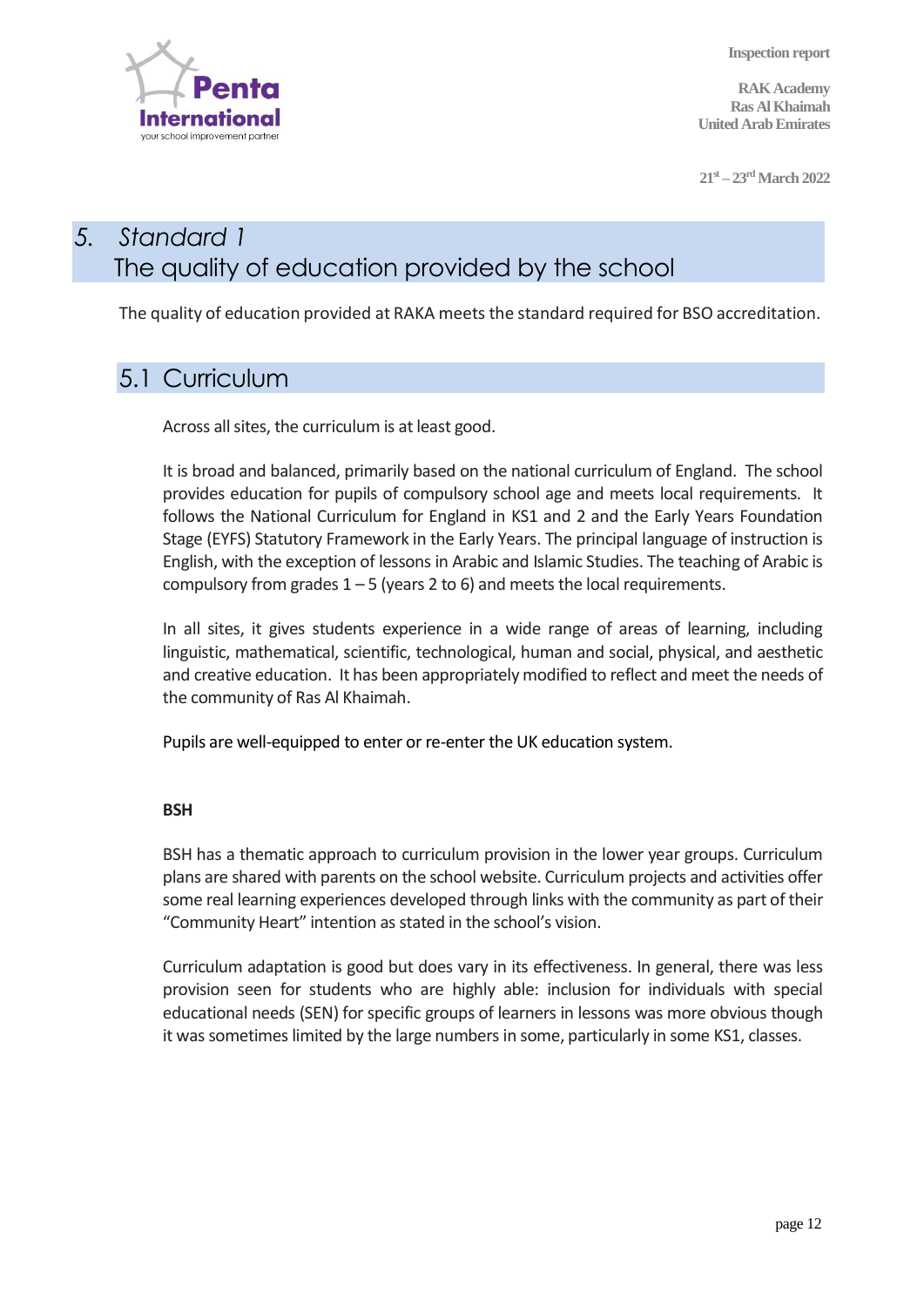# 5. Standard 1 The quality of education provided by the school

The quality of education provided at RAKA meets the standard required for BSO accreditation.

## 5.1 Curriculum

Across all sites, the curriculum is at least good.

It is broad and balanced, primarily based on the national curriculum of England. The school provides education for pupils of compulsory school age and meets local requirements. It follows the National Curriculum for England in KS1 and 2 and the Early Years Foundation Stage (EYFS) Statutory Framework in the Early Years. The principal language of instruction is English, with the exception of lessons in Arabic and Islamic Studies. The teaching of Arabic is compulsory from grades 1 – 5 (years 2 to 6) and meets the local requirements.

In all sites, it gives students experience in a wide range of areas of learning, including linguistic, mathematical, scientific, technological, human and social, physical, and aesthetic and creative education. It has been appropriately modified to reflect and meet the needs of the community of Ras Al Khaimah.

Pupils are well-equipped to enter or re-enter the UK education system.

**BSH**

BSH has a thematic approach to curriculum provision in the lower year groups. Curriculum plans are shared with parents on the school website. Curriculum projects and activities offer some real learning experiences developed through links with the community as part of their "Community Heart" intention as stated in the school's vision.

Curriculum adaptation is good but does vary in its effectiveness. In general, there was less provision seen for students who are highly able: inclusion for individuals with special educational needs (SEN) for specific groups of learners in lessons was more obvious though it was sometimes limited by the large numbers in some, particularly in some KS1, classes.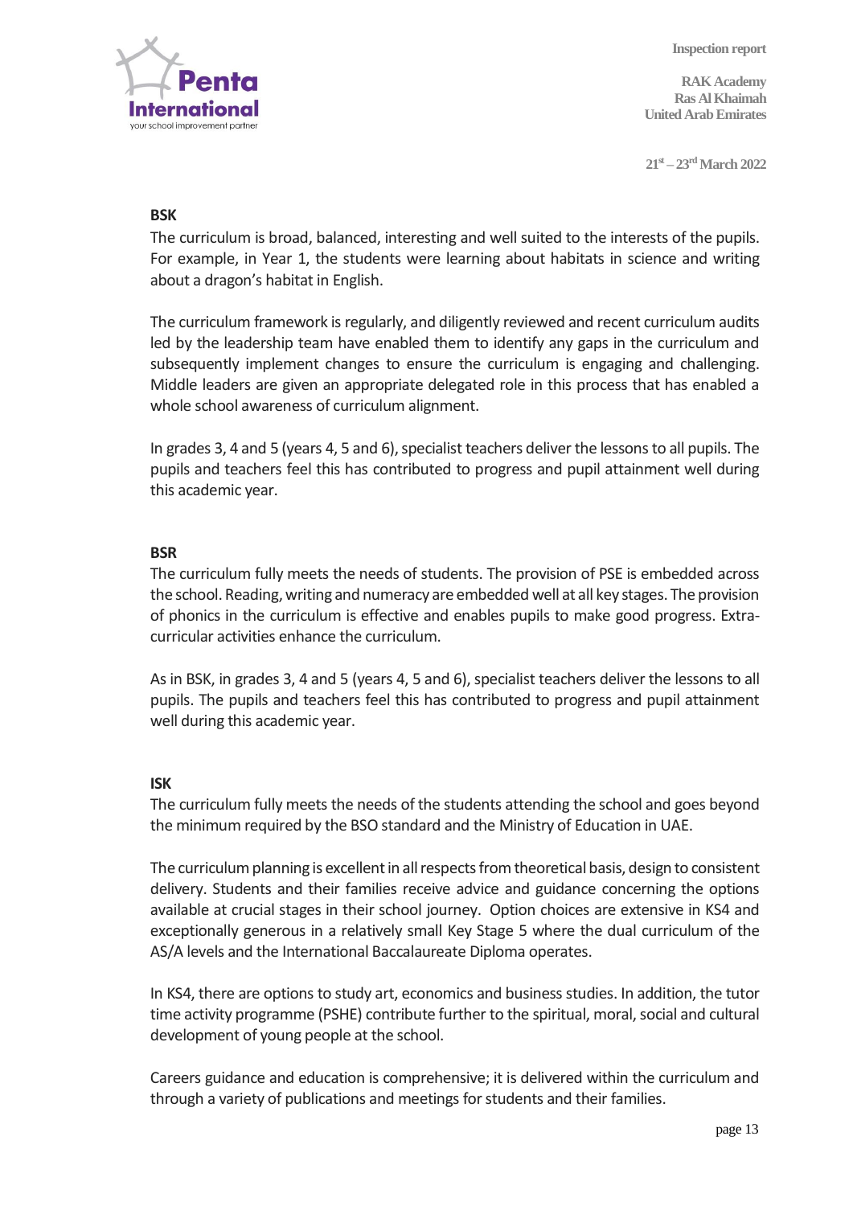**BSK**

The curriculum is broad, balanced, interesting and well suited to the interests of the pupils. For example, in Year 1, the students were learning about habitats in science and writing about a dragon's habitat in English.

The curriculum framework is regularly, and diligently reviewed and recent curriculum audits led by the leadership team have enabled them to identify any gaps in the curriculum and subsequently implement changes to ensure the curriculum is engaging and challenging. Middle leaders are given an appropriate delegated role in this process that has enabled a whole school awareness of curriculum alignment.

In grades 3, 4 and 5 (years 4, 5 and 6), specialist teachers deliver the lessons to all pupils. The pupils and teachers feel this has contributed to progress and pupil attainment well during this academic year.

**BSR**

The curriculum fully meets the needs of students. The provision of PSE is embedded across the school. Reading, writing and numeracy are embedded well at all key stages. The provision of phonics in the curriculum is effective and enables pupils to make good progress. Extra-curricular activities enhance the curriculum.

As in BSK, in grades 3, 4 and 5 (years 4, 5 and 6), specialist teachers deliver the lessons to all pupils. The pupils and teachers feel this has contributed to progress and pupil attainment well during this academic year.

**ISK**

The curriculum fully meets the needs of the students attending the school and goes beyond the minimum required by the BSO standard and the Ministry of Education in UAE.

The curriculum planning is excellent in all respects from theoretical basis, design to consistent delivery. Students and their families receive advice and guidance concerning the options available at crucial stages in their school journey. Option choices are extensive in KS4 and exceptionally generous in a relatively small Key Stage 5 where the dual curriculum of the AS/A levels and the International Baccalaureate Diploma operates.

In KS4, there are options to study art, economics and business studies. In addition, the tutor time activity programme (PSHE) contribute further to the spiritual, moral, social and cultural development of young people at the school.

Careers guidance and education is comprehensive; it is delivered within the curriculum and through a variety of publications and meetings for students and their families.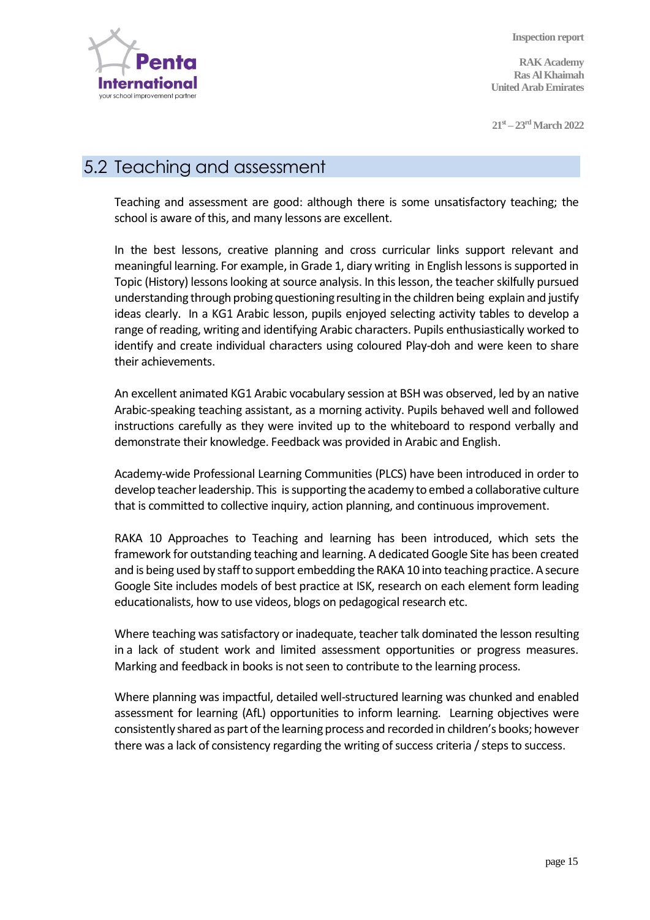## 5.2 Teaching and assessment

Teaching and assessment are good: although there is some unsatisfactory teaching; the school is aware of this, and many lessons are excellent.

In the best lessons, creative planning and cross curricular links support relevant and meaningful learning. For example, in Grade 1, diary writing in English lessons is supported in Topic (History) lessons looking at source analysis. In this lesson, the teacher skilfully pursued understanding through probing questioning resulting in the children being explain and justify ideas clearly. In a KG1 Arabic lesson, pupils enjoyed selecting activity tables to develop a range of reading, writing and identifying Arabic characters. Pupils enthusiastically worked to identify and create individual characters using coloured Play-doh and were keen to share their achievements.

An excellent animated KG1 Arabic vocabulary session at BSH was observed, led by an native Arabic-speaking teaching assistant, as a morning activity. Pupils behaved well and followed instructions carefully as they were invited up to the whiteboard to respond verbally and demonstrate their knowledge. Feedback was provided in Arabic and English.

Academy-wide Professional Learning Communities (PLCS) have been introduced in order to develop teacher leadership. This is supporting the academy to embed a collaborative culture that is committed to collective inquiry, action planning, and continuous improvement.

RAKA 10 Approaches to Teaching and learning has been introduced, which sets the framework for outstanding teaching and learning. A dedicated Google Site has been created and is being used by staff to support embedding the RAKA 10 into teaching practice. A secure Google Site includes models of best practice at ISK, research on each element form leading educationalists, how to use videos, blogs on pedagogical research etc.

Where teaching was satisfactory or inadequate, teacher talk dominated the lesson resulting in a lack of student work and limited assessment opportunities or progress measures. Marking and feedback in books is not seen to contribute to the learning process.

Where planning was impactful, detailed well-structured learning was chunked and enabled assessment for learning (AfL) opportunities to inform learning. Learning objectives were consistently shared as part of the learning process and recorded in children's books; however there was a lack of consistency regarding the writing of success criteria / steps to success.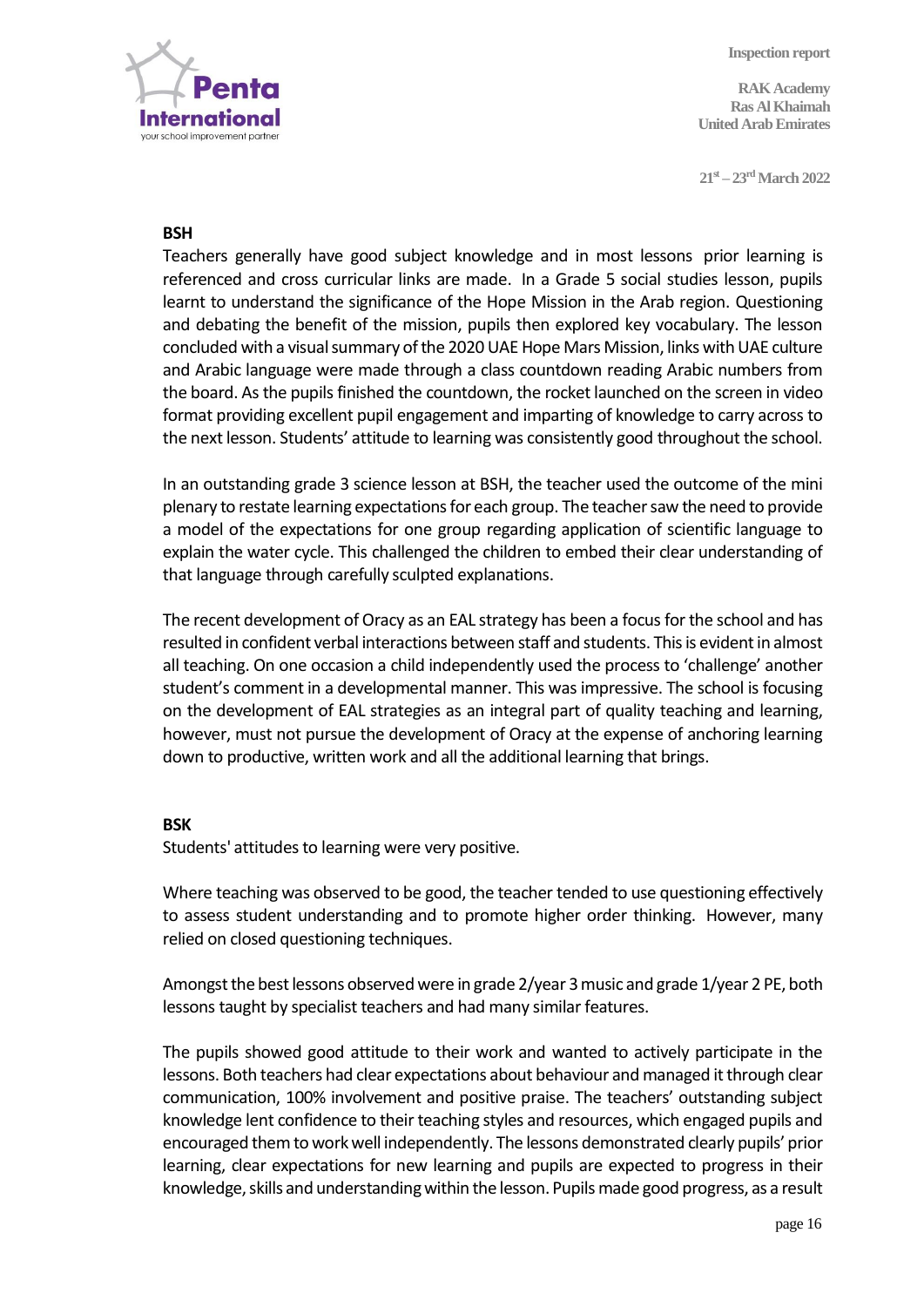**BSH**

Teachers generally have good subject knowledge and in most lessons prior learning is referenced and cross curricular links are made. In a Grade 5 social studies lesson, pupils learnt to understand the significance of the Hope Mission in the Arab region. Questioning and debating the benefit of the mission, pupils then explored key vocabulary. The lesson concluded with a visual summary of the 2020 UAE Hope Mars Mission, links with UAE culture and Arabic language were made through a class countdown reading Arabic numbers from the board. As the pupils finished the countdown, the rocket launched on the screen in video format providing excellent pupil engagement and imparting of knowledge to carry across to the next lesson. Students' attitude to learning was consistently good throughout the school.

In an outstanding grade 3 science lesson at BSH, the teacher used the outcome of the mini plenary to restate learning expectations for each group. The teacher saw the need to provide a model of the expectations for one group regarding application of scientific language to explain the water cycle. This challenged the children to embed their clear understanding of that language through carefully sculpted explanations.

The recent development of Oracy as an EAL strategy has been a focus for the school and has resulted in confident verbal interactions between staff and students. This is evident in almost all teaching. On one occasion a child independently used the process to 'challenge' another student's comment in a developmental manner. This was impressive. The school is focusing on the development of EAL strategies as an integral part of quality teaching and learning, however, must not pursue the development of Oracy at the expense of anchoring learning down to productive, written work and all the additional learning that brings.

**BSK**

Students' attitudes to learning were very positive.

Where teaching was observed to be good, the teacher tended to use questioning effectively to assess student understanding and to promote higher order thinking. However, many relied on closed questioning techniques.

Amongst the best lessons observed were in grade 2/year 3 music and grade 1/year 2 PE, both lessons taught by specialist teachers and had many similar features.

The pupils showed good attitude to their work and wanted to actively participate in the lessons. Both teachers had clear expectations about behaviour and managed it through clear communication, 100% involvement and positive praise. The teachers' outstanding subject knowledge lent confidence to their teaching styles and resources, which engaged pupils and encouraged them to work well independently. The lessons demonstrated clearly pupils' prior learning, clear expectations for new learning and pupils are expected to progress in their knowledge, skills and understanding within the lesson. Pupils made good progress, as a result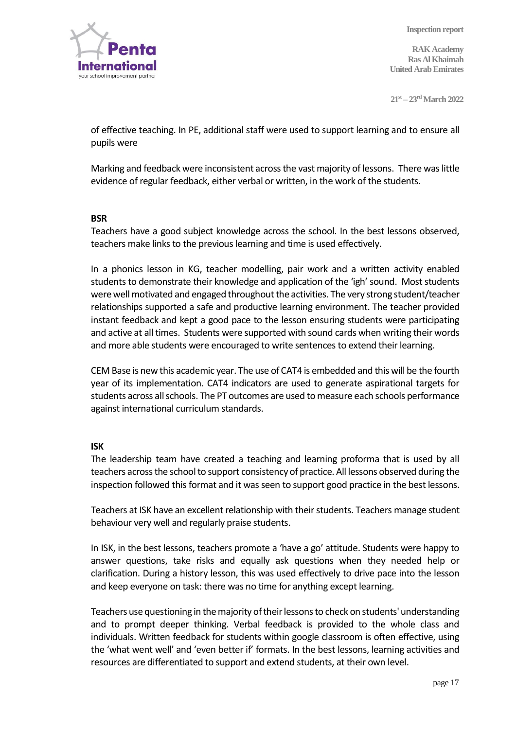of effective teaching. In PE, additional staff were used to support learning and to ensure all pupils were

Marking and feedback were inconsistent across the vast majority of lessons. There was little evidence of regular feedback, either verbal or written, in the work of the students.

**BSR**

Teachers have a good subject knowledge across the school. In the best lessons observed, teachers make links to the previous learning and time is used effectively.

In a phonics lesson in KG, teacher modelling, pair work and a written activity enabled students to demonstrate their knowledge and application of the 'igh' sound. Most students were well motivated and engaged throughout the activities. The very strong student/teacher relationships supported a safe and productive learning environment. The teacher provided instant feedback and kept a good pace to the lesson ensuring students were participating and active at all times. Students were supported with sound cards when writing their words and more able students were encouraged to write sentences to extend their learning.

CEM Base is new this academic year. The use of CAT4 is embedded and this will be the fourth year of its implementation. CAT4 indicators are used to generate aspirational targets for students across all schools. The PT outcomes are used to measure each schools performance against international curriculum standards.

**ISK**

The leadership team have created a teaching and learning proforma that is used by all teachers across the school to support consistency of practice. All lessons observed during the inspection followed this format and it was seen to support good practice in the best lessons.

Teachers at ISK have an excellent relationship with their students. Teachers manage student behaviour very well and regularly praise students.

In ISK, in the best lessons, teachers promote a 'have a go' attitude. Students were happy to answer questions, take risks and equally ask questions when they needed help or clarification. During a history lesson, this was used effectively to drive pace into the lesson and keep everyone on task: there was no time for anything except learning.

Teachers use questioning in the majority of their lessons to check on students' understanding and to prompt deeper thinking. Verbal feedback is provided to the whole class and individuals. Written feedback for students within google classroom is often effective, using the 'what went well' and 'even better if' formats. In the best lessons, learning activities and resources are differentiated to support and extend students, at their own level.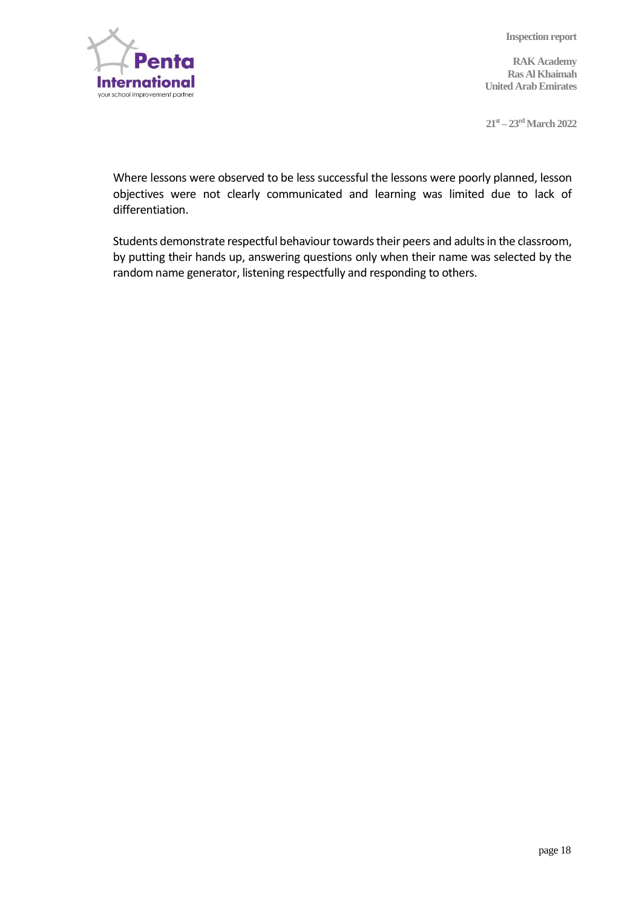Where lessons were observed to be less successful the lessons were poorly planned, lesson objectives were not clearly communicated and learning was limited due to lack of differentiation.

Students demonstrate respectful behaviour towards their peers and adults in the classroom, by putting their hands up, answering questions only when their name was selected by the random name generator, listening respectfully and responding to others.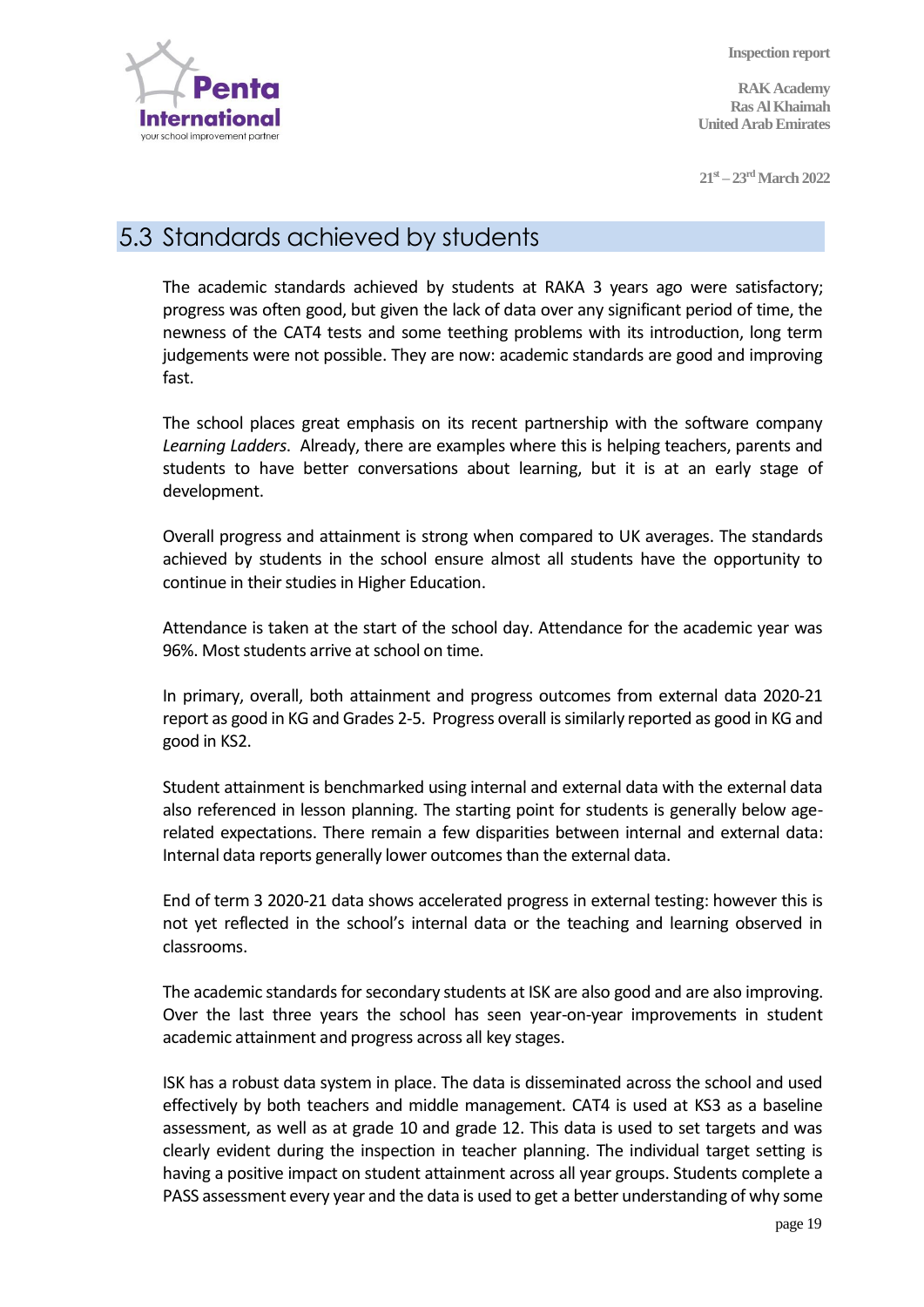## 5.3 Standards achieved by students

The academic standards achieved by students at RAKA 3 years ago were satisfactory; progress was often good, but given the lack of data over any significant period of time, the newness of the CAT4 tests and some teething problems with its introduction, long term judgements were not possible. They are now: academic standards are good and improving fast.

The school places great emphasis on its recent partnership with the software company *Learning Ladders*. Already, there are examples where this is helping teachers, parents and students to have better conversations about learning, but it is at an early stage of development.

Overall progress and attainment is strong when compared to UK averages. The standards achieved by students in the school ensure almost all students have the opportunity to continue in their studies in Higher Education.

Attendance is taken at the start of the school day. Attendance for the academic year was 96%. Most students arrive at school on time.

In primary, overall, both attainment and progress outcomes from external data 2020-21 report as good in KG and Grades 2-5. Progress overall is similarly reported as good in KG and good in KS2.

Student attainment is benchmarked using internal and external data with the external data also referenced in lesson planning. The starting point for students is generally below age-related expectations. There remain a few disparities between internal and external data: Internal data reports generally lower outcomes than the external data.

End of term 3 2020-21 data shows accelerated progress in external testing: however this is not yet reflected in the school's internal data or the teaching and learning observed in classrooms.

The academic standards for secondary students at ISK are also good and are also improving. Over the last three years the school has seen year-on-year improvements in student academic attainment and progress across all key stages.

ISK has a robust data system in place. The data is disseminated across the school and used effectively by both teachers and middle management. CAT4 is used at KS3 as a baseline assessment, as well as at grade 10 and grade 12. This data is used to set targets and was clearly evident during the inspection in teacher planning. The individual target setting is having a positive impact on student attainment across all year groups. Students complete a PASS assessment every year and the data is used to get a better understanding of why some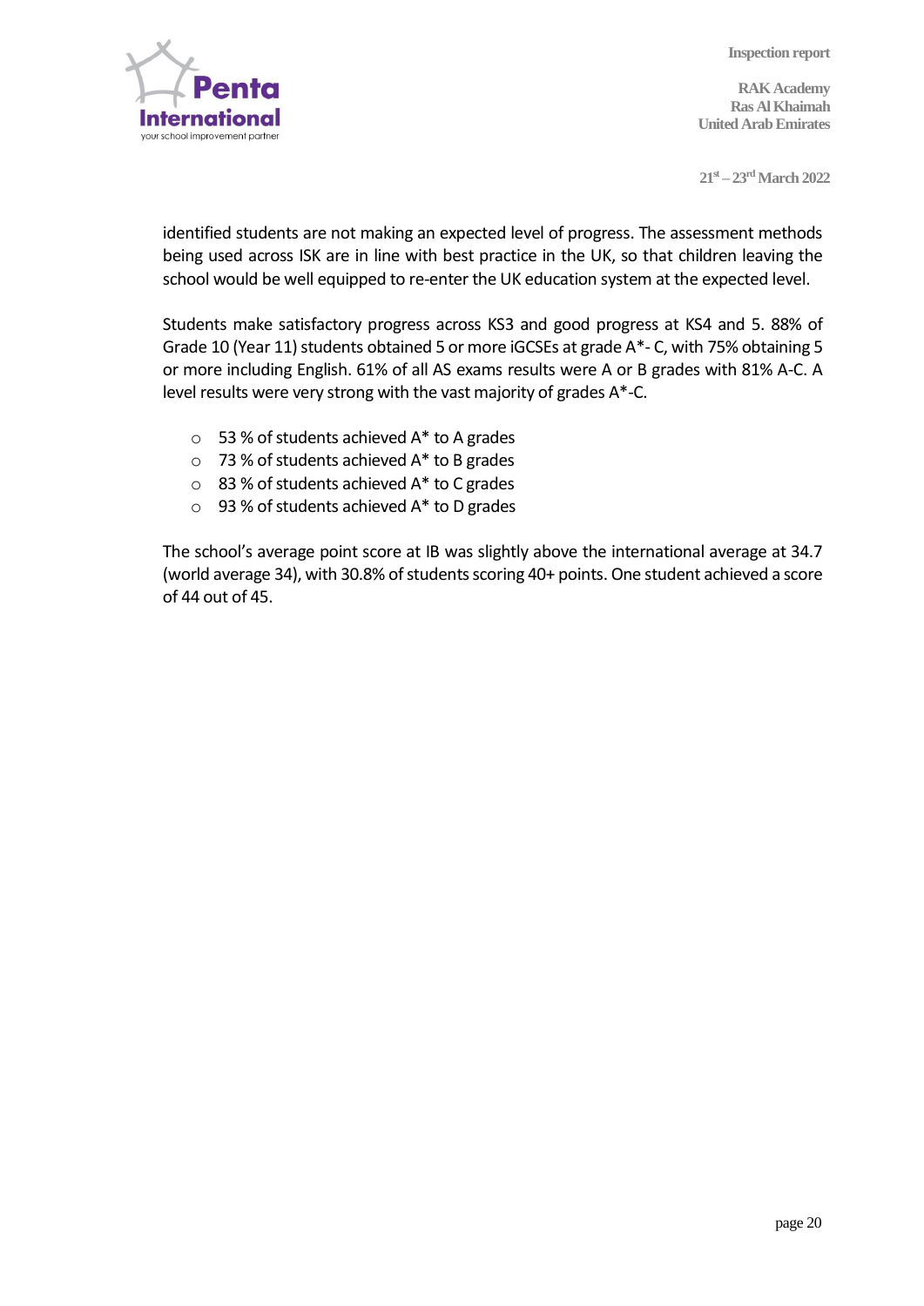identified students are not making an expected level of progress. The assessment methods being used across ISK are in line with best practice in the UK, so that children leaving the school would be well equipped to re-enter the UK education system at the expected level.

Students make satisfactory progress across KS3 and good progress at KS4 and 5. 88% of Grade 10 (Year 11) students obtained 5 or more iGCSEs at grade A*- C, with 75% obtaining 5 or more including English. 61% of all AS exams results were A or B grades with 81% A-C. A level results were very strong with the vast majority of grades A*-C.

- 53 % of students achieved A* to A grades
- 73 % of students achieved A* to B grades
- 83 % of students achieved A* to C grades
- 93 % of students achieved A* to D grades

The school's average point score at IB was slightly above the international average at 34.7 (world average 34), with 30.8% of students scoring 40+ points. One student achieved a score of 44 out of 45.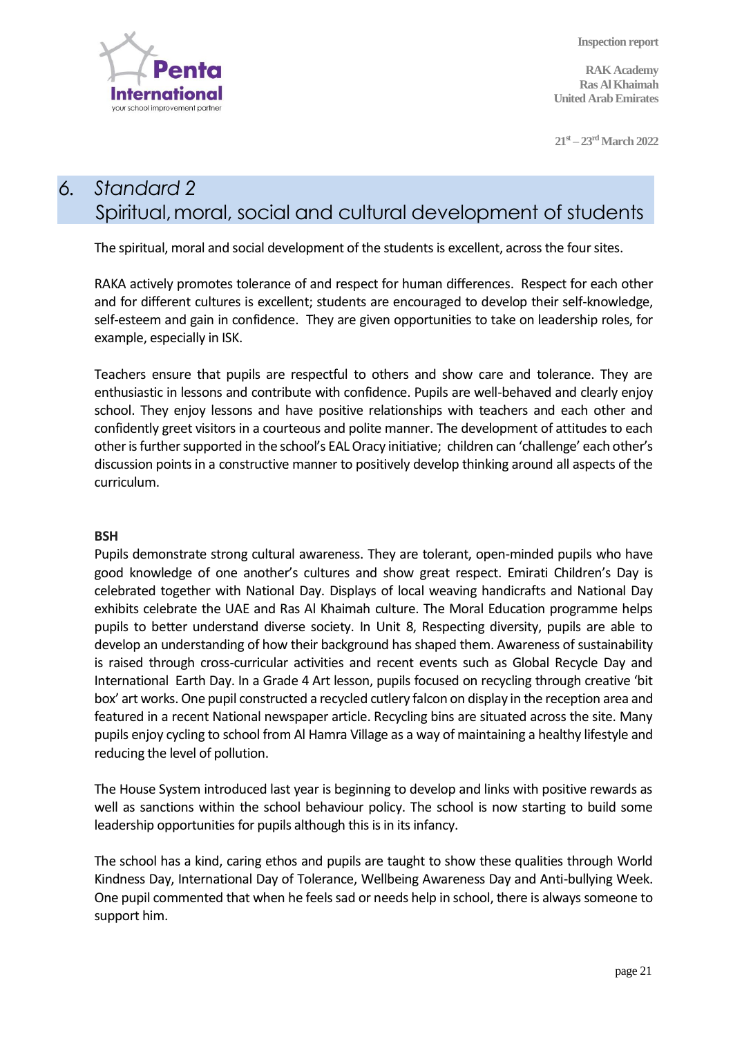## 6. *Standard 2*
## Spiritual, moral, social and cultural development of students

The spiritual, moral and social development of the students is excellent, across the four sites.

RAKA actively promotes tolerance of and respect for human differences. Respect for each other and for different cultures is excellent; students are encouraged to develop their self-knowledge, self-esteem and gain in confidence. They are given opportunities to take on leadership roles, for example, especially in ISK.

Teachers ensure that pupils are respectful to others and show care and tolerance. They are enthusiastic in lessons and contribute with confidence. Pupils are well-behaved and clearly enjoy school. They enjoy lessons and have positive relationships with teachers and each other and confidently greet visitors in a courteous and polite manner. The development of attitudes to each other is further supported in the school's EAL Oracy initiative; children can 'challenge' each other's discussion points in a constructive manner to positively develop thinking around all aspects of the curriculum.

**BSH**

Pupils demonstrate strong cultural awareness. They are tolerant, open-minded pupils who have good knowledge of one another's cultures and show great respect. Emirati Children's Day is celebrated together with National Day. Displays of local weaving handicrafts and National Day exhibits celebrate the UAE and Ras Al Khaimah culture. The Moral Education programme helps pupils to better understand diverse society. In Unit 8, Respecting diversity, pupils are able to develop an understanding of how their background has shaped them. Awareness of sustainability is raised through cross-curricular activities and recent events such as Global Recycle Day and International Earth Day. In a Grade 4 Art lesson, pupils focused on recycling through creative 'bit box' art works. One pupil constructed a recycled cutlery falcon on display in the reception area and featured in a recent National newspaper article. Recycling bins are situated across the site. Many pupils enjoy cycling to school from Al Hamra Village as a way of maintaining a healthy lifestyle and reducing the level of pollution.

The House System introduced last year is beginning to develop and links with positive rewards as well as sanctions within the school behaviour policy. The school is now starting to build some leadership opportunities for pupils although this is in its infancy.

The school has a kind, caring ethos and pupils are taught to show these qualities through World Kindness Day, International Day of Tolerance, Wellbeing Awareness Day and Anti-bullying Week. One pupil commented that when he feels sad or needs help in school, there is always someone to support him.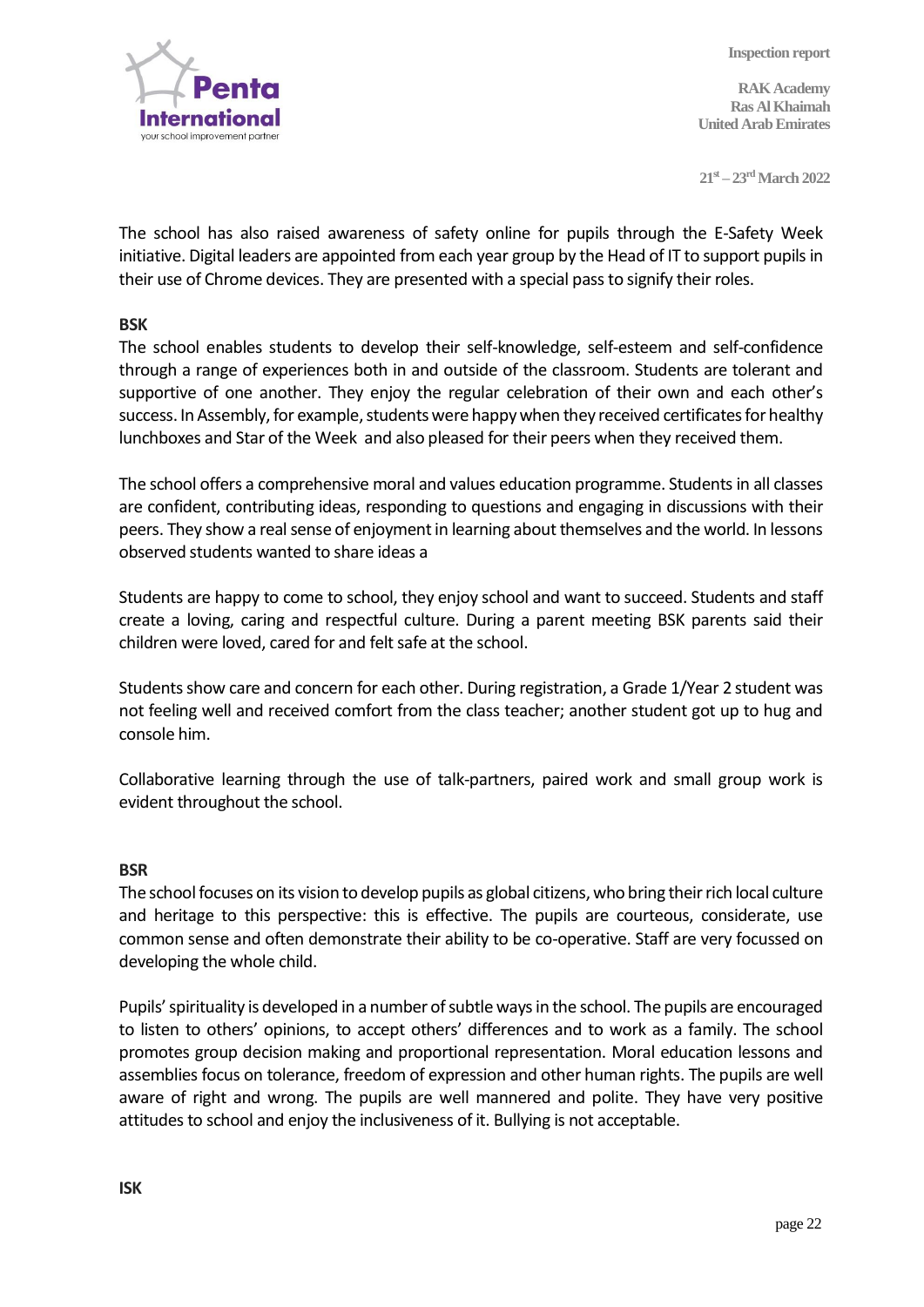The school has also raised awareness of safety online for pupils through the E-Safety Week initiative. Digital leaders are appointed from each year group by the Head of IT to support pupils in their use of Chrome devices. They are presented with a special pass to signify their roles.

**BSK**

The school enables students to develop their self-knowledge, self-esteem and self-confidence through a range of experiences both in and outside of the classroom. Students are tolerant and supportive of one another. They enjoy the regular celebration of their own and each other's success. In Assembly, for example, students were happy when they received certificates for healthy lunchboxes and Star of the Week and also pleased for their peers when they received them.

The school offers a comprehensive moral and values education programme. Students in all classes are confident, contributing ideas, responding to questions and engaging in discussions with their peers. They show a real sense of enjoyment in learning about themselves and the world. In lessons observed students wanted to share ideas a

Students are happy to come to school, they enjoy school and want to succeed. Students and staff create a loving, caring and respectful culture. During a parent meeting BSK parents said their children were loved, cared for and felt safe at the school.

Students show care and concern for each other. During registration, a Grade 1/Year 2 student was not feeling well and received comfort from the class teacher; another student got up to hug and console him.

Collaborative learning through the use of talk-partners, paired work and small group work is evident throughout the school.

**BSR**

The school focuses on its vision to develop pupils as global citizens, who bring their rich local culture and heritage to this perspective: this is effective. The pupils are courteous, considerate, use common sense and often demonstrate their ability to be co-operative. Staff are very focussed on developing the whole child.

Pupils' spirituality is developed in a number of subtle ways in the school. The pupils are encouraged to listen to others' opinions, to accept others' differences and to work as a family. The school promotes group decision making and proportional representation. Moral education lessons and assemblies focus on tolerance, freedom of expression and other human rights. The pupils are well aware of right and wrong. The pupils are well mannered and polite. They have very positive attitudes to school and enjoy the inclusiveness of it. Bullying is not acceptable.

**ISK**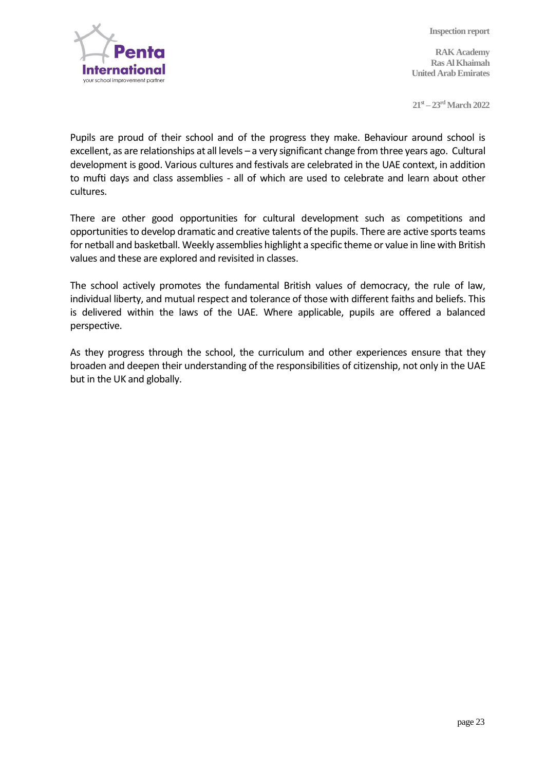Pupils are proud of their school and of the progress they make. Behaviour around school is excellent, as are relationships at all levels – a very significant change from three years ago. Cultural development is good. Various cultures and festivals are celebrated in the UAE context, in addition to mufti days and class assemblies - all of which are used to celebrate and learn about other cultures.

There are other good opportunities for cultural development such as competitions and opportunities to develop dramatic and creative talents of the pupils. There are active sports teams for netball and basketball. Weekly assemblies highlight a specific theme or value in line with British values and these are explored and revisited in classes.

The school actively promotes the fundamental British values of democracy, the rule of law, individual liberty, and mutual respect and tolerance of those with different faiths and beliefs. This is delivered within the laws of the UAE. Where applicable, pupils are offered a balanced perspective.

As they progress through the school, the curriculum and other experiences ensure that they broaden and deepen their understanding of the responsibilities of citizenship, not only in the UAE but in the UK and globally.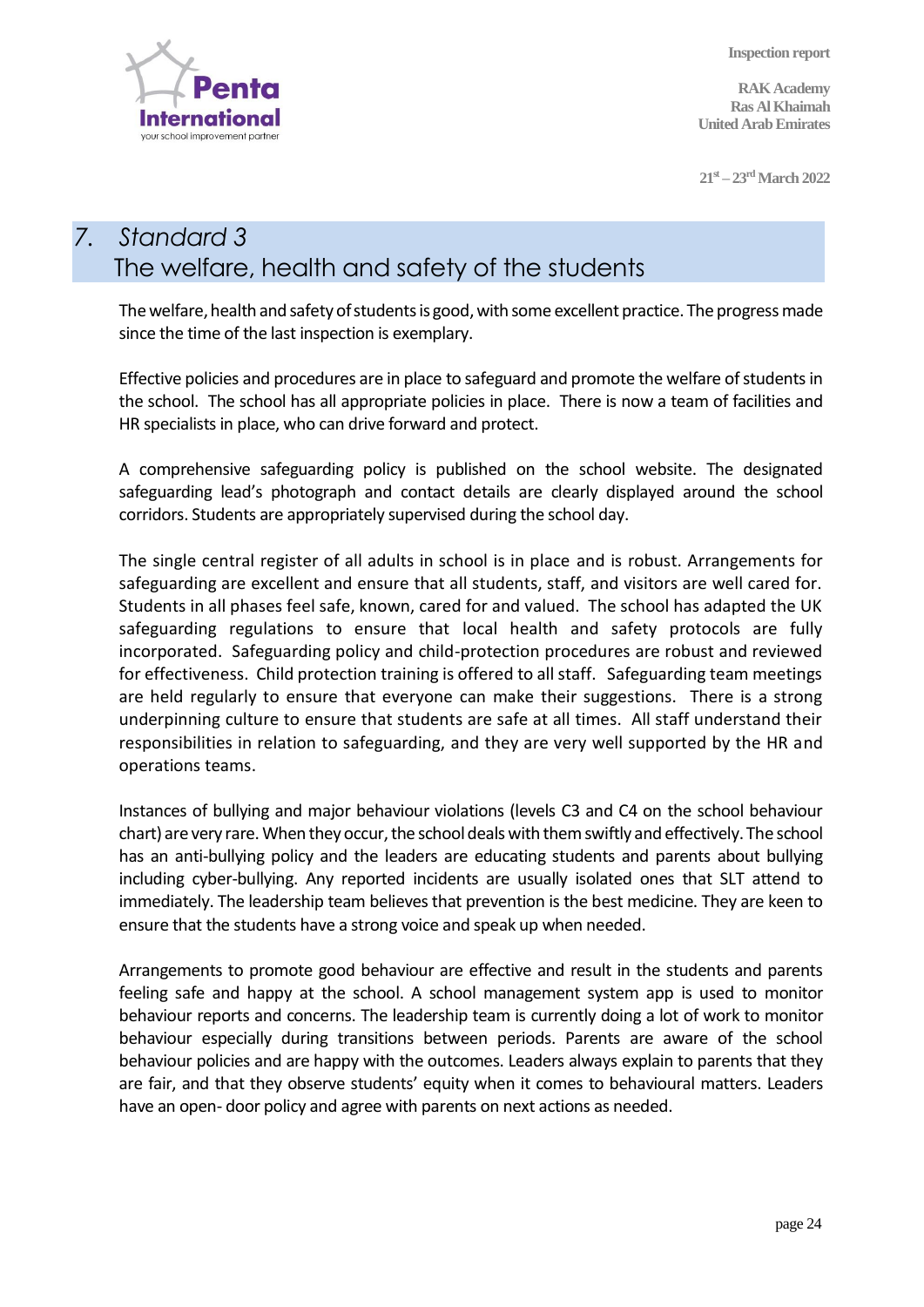## 7. Standard 3 The welfare, health and safety of the students

The welfare, health and safety of students is good, with some excellent practice. The progress made since the time of the last inspection is exemplary.

Effective policies and procedures are in place to safeguard and promote the welfare of students in the school. The school has all appropriate policies in place. There is now a team of facilities and HR specialists in place, who can drive forward and protect.

A comprehensive safeguarding policy is published on the school website. The designated safeguarding lead's photograph and contact details are clearly displayed around the school corridors. Students are appropriately supervised during the school day.

The single central register of all adults in school is in place and is robust. Arrangements for safeguarding are excellent and ensure that all students, staff, and visitors are well cared for. Students in all phases feel safe, known, cared for and valued. The school has adapted the UK safeguarding regulations to ensure that local health and safety protocols are fully incorporated. Safeguarding policy and child-protection procedures are robust and reviewed for effectiveness. Child protection training is offered to all staff. Safeguarding team meetings are held regularly to ensure that everyone can make their suggestions. There is a strong underpinning culture to ensure that students are safe at all times. All staff understand their responsibilities in relation to safeguarding, and they are very well supported by the HR and operations teams.

Instances of bullying and major behaviour violations (levels C3 and C4 on the school behaviour chart) are very rare. When they occur, the school deals with them swiftly and effectively. The school has an anti-bullying policy and the leaders are educating students and parents about bullying including cyber-bullying. Any reported incidents are usually isolated ones that SLT attend to immediately. The leadership team believes that prevention is the best medicine. They are keen to ensure that the students have a strong voice and speak up when needed.

Arrangements to promote good behaviour are effective and result in the students and parents feeling safe and happy at the school. A school management system app is used to monitor behaviour reports and concerns. The leadership team is currently doing a lot of work to monitor behaviour especially during transitions between periods. Parents are aware of the school behaviour policies and are happy with the outcomes. Leaders always explain to parents that they are fair, and that they observe students' equity when it comes to behavioural matters. Leaders have an open- door policy and agree with parents on next actions as needed.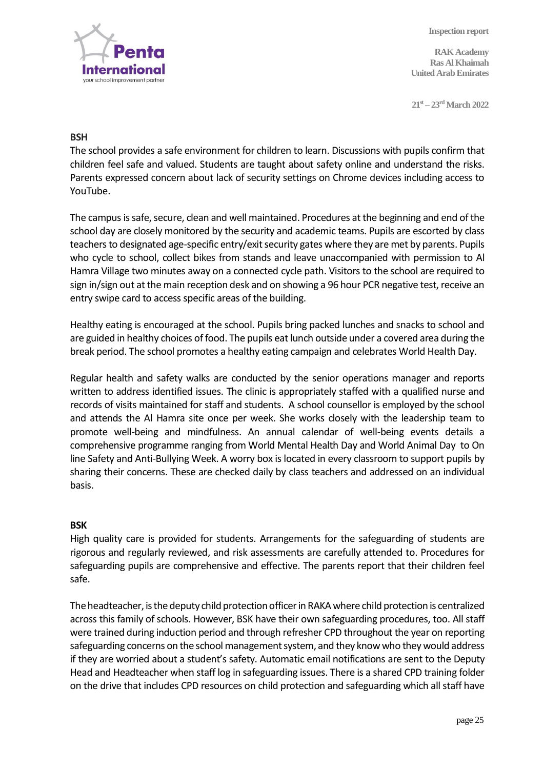**BSH**

The school provides a safe environment for children to learn. Discussions with pupils confirm that children feel safe and valued. Students are taught about safety online and understand the risks. Parents expressed concern about lack of security settings on Chrome devices including access to YouTube.

The campus is safe, secure, clean and well maintained. Procedures at the beginning and end of the school day are closely monitored by the security and academic teams. Pupils are escorted by class teachers to designated age-specific entry/exit security gates where they are met by parents. Pupils who cycle to school, collect bikes from stands and leave unaccompanied with permission to Al Hamra Village two minutes away on a connected cycle path. Visitors to the school are required to sign in/sign out at the main reception desk and on showing a 96 hour PCR negative test, receive an entry swipe card to access specific areas of the building.

Healthy eating is encouraged at the school. Pupils bring packed lunches and snacks to school and are guided in healthy choices of food. The pupils eat lunch outside under a covered area during the break period. The school promotes a healthy eating campaign and celebrates World Health Day.

Regular health and safety walks are conducted by the senior operations manager and reports written to address identified issues. The clinic is appropriately staffed with a qualified nurse and records of visits maintained for staff and students. A school counsellor is employed by the school and attends the Al Hamra site once per week. She works closely with the leadership team to promote well-being and mindfulness. An annual calendar of well-being events details a comprehensive programme ranging from World Mental Health Day and World Animal Day to On line Safety and Anti-Bullying Week. A worry box is located in every classroom to support pupils by sharing their concerns. These are checked daily by class teachers and addressed on an individual basis.

**BSK**

High quality care is provided for students. Arrangements for the safeguarding of students are rigorous and regularly reviewed, and risk assessments are carefully attended to. Procedures for safeguarding pupils are comprehensive and effective. The parents report that their children feel safe.

The headteacher, is the deputy child protection officer in RAKA where child protection is centralized across this family of schools. However, BSK have their own safeguarding procedures, too. All staff were trained during induction period and through refresher CPD throughout the year on reporting safeguarding concerns on the school management system, and they know who they would address if they are worried about a student's safety. Automatic email notifications are sent to the Deputy Head and Headteacher when staff log in safeguarding issues. There is a shared CPD training folder on the drive that includes CPD resources on child protection and safeguarding which all staff have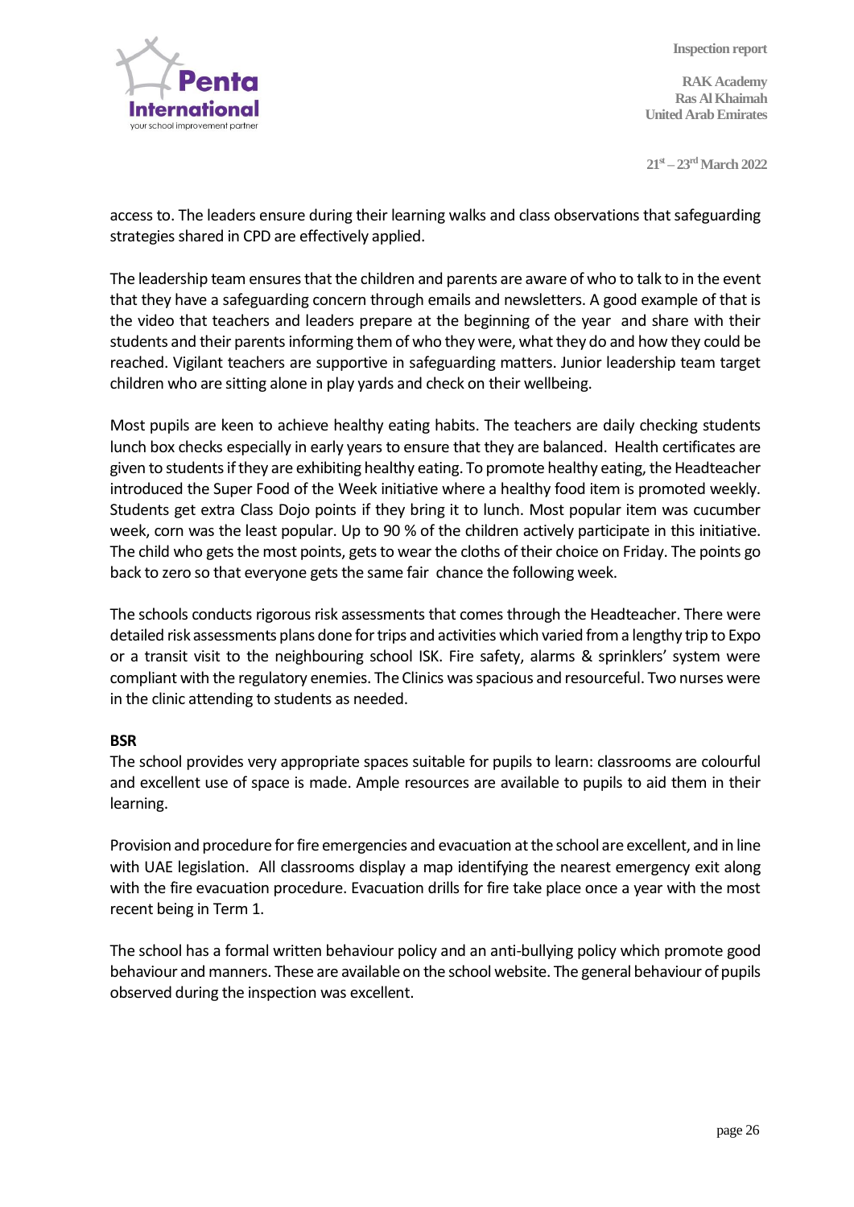access to. The leaders ensure during their learning walks and class observations that safeguarding strategies shared in CPD are effectively applied.

The leadership team ensures that the children and parents are aware of who to talk to in the event that they have a safeguarding concern through emails and newsletters. A good example of that is the video that teachers and leaders prepare at the beginning of the year and share with their students and their parents informing them of who they were, what they do and how they could be reached. Vigilant teachers are supportive in safeguarding matters. Junior leadership team target children who are sitting alone in play yards and check on their wellbeing.

Most pupils are keen to achieve healthy eating habits. The teachers are daily checking students lunch box checks especially in early years to ensure that they are balanced. Health certificates are given to students if they are exhibiting healthy eating. To promote healthy eating, the Headteacher introduced the Super Food of the Week initiative where a healthy food item is promoted weekly. Students get extra Class Dojo points if they bring it to lunch. Most popular item was cucumber week, corn was the least popular. Up to 90 % of the children actively participate in this initiative. The child who gets the most points, gets to wear the cloths of their choice on Friday. The points go back to zero so that everyone gets the same fair chance the following week.

The schools conducts rigorous risk assessments that comes through the Headteacher. There were detailed risk assessments plans done for trips and activities which varied from a lengthy trip to Expo or a transit visit to the neighbouring school ISK. Fire safety, alarms & sprinklers' system were compliant with the regulatory enemies. The Clinics was spacious and resourceful. Two nurses were in the clinic attending to students as needed.

**BSR**

The school provides very appropriate spaces suitable for pupils to learn: classrooms are colourful and excellent use of space is made. Ample resources are available to pupils to aid them in their learning.

Provision and procedure for fire emergencies and evacuation at the school are excellent, and in line with UAE legislation. All classrooms display a map identifying the nearest emergency exit along with the fire evacuation procedure. Evacuation drills for fire take place once a year with the most recent being in Term 1.

The school has a formal written behaviour policy and an anti-bullying policy which promote good behaviour and manners. These are available on the school website. The general behaviour of pupils observed during the inspection was excellent.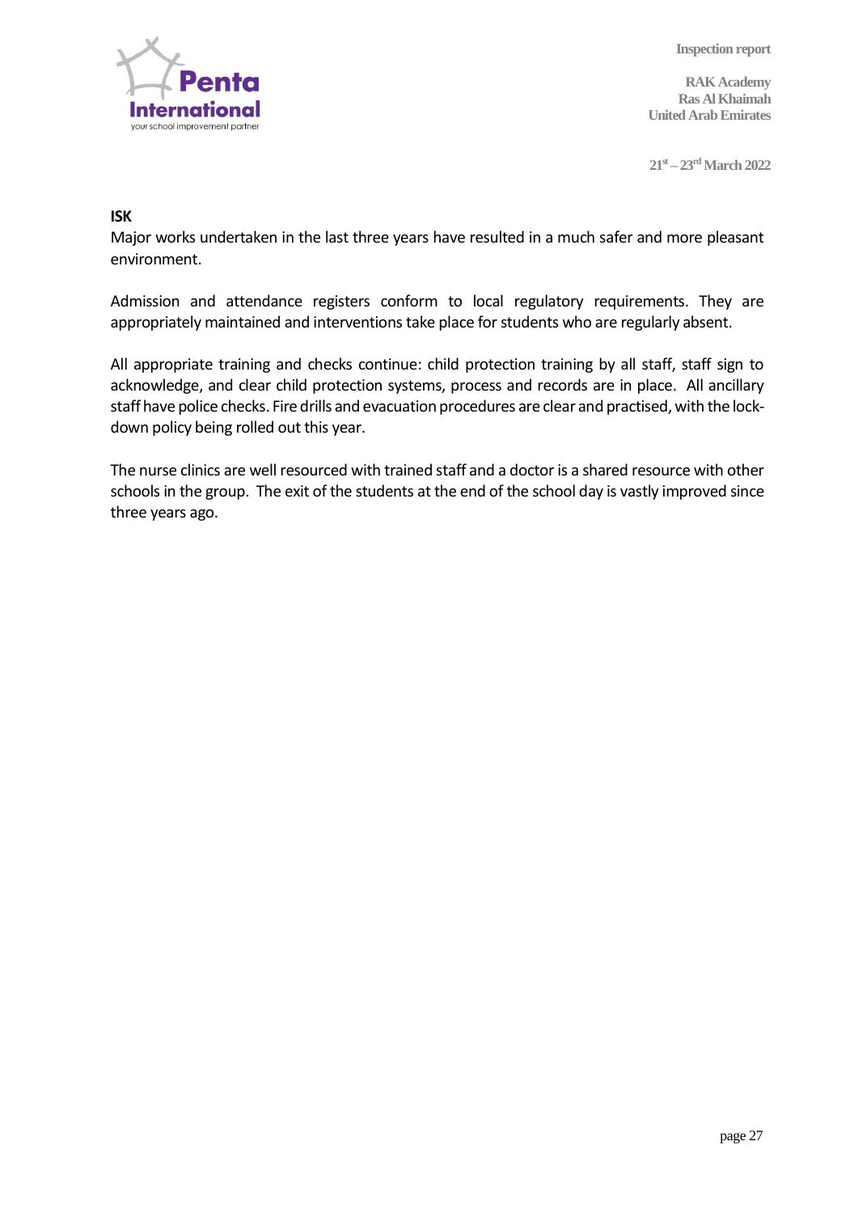**ISK**

Major works undertaken in the last three years have resulted in a much safer and more pleasant environment.

Admission and attendance registers conform to local regulatory requirements. They are appropriately maintained and interventions take place for students who are regularly absent.

All appropriate training and checks continue: child protection training by all staff, staff sign to acknowledge, and clear child protection systems, process and records are in place. All ancillary staff have police checks. Fire drills and evacuation procedures are clear and practised, with the lock-down policy being rolled out this year.

The nurse clinics are well resourced with trained staff and a doctor is a shared resource with other schools in the group. The exit of the students at the end of the school day is vastly improved since three years ago.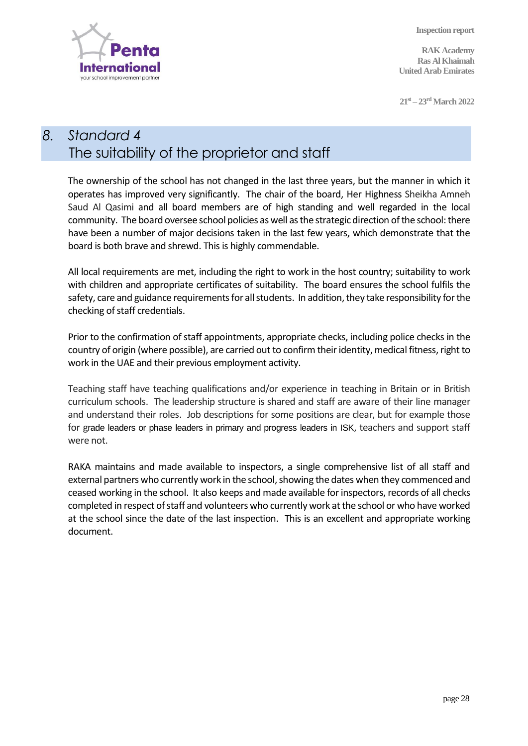## 8. Standard 4
## The suitability of the proprietor and staff

The ownership of the school has not changed in the last three years, but the manner in which it operates has improved very significantly. The chair of the board, Her Highness Sheikha Amneh Saud Al Qasimi and all board members are of high standing and well regarded in the local community. The board oversee school policies as well as the strategic direction of the school: there have been a number of major decisions taken in the last few years, which demonstrate that the board is both brave and shrewd. This is highly commendable.

All local requirements are met, including the right to work in the host country; suitability to work with children and appropriate certificates of suitability. The board ensures the school fulfils the safety, care and guidance requirements for all students. In addition, they take responsibility for the checking of staff credentials.

Prior to the confirmation of staff appointments, appropriate checks, including police checks in the country of origin (where possible), are carried out to confirm their identity, medical fitness, right to work in the UAE and their previous employment activity.

Teaching staff have teaching qualifications and/or experience in teaching in Britain or in British curriculum schools. The leadership structure is shared and staff are aware of their line manager and understand their roles. Job descriptions for some positions are clear, but for example those for grade leaders or phase leaders in primary and progress leaders in ISK, teachers and support staff were not.

RAKA maintains and made available to inspectors, a single comprehensive list of all staff and external partners who currently work in the school, showing the dates when they commenced and ceased working in the school. It also keeps and made available for inspectors, records of all checks completed in respect of staff and volunteers who currently work at the school or who have worked at the school since the date of the last inspection. This is an excellent and appropriate working document.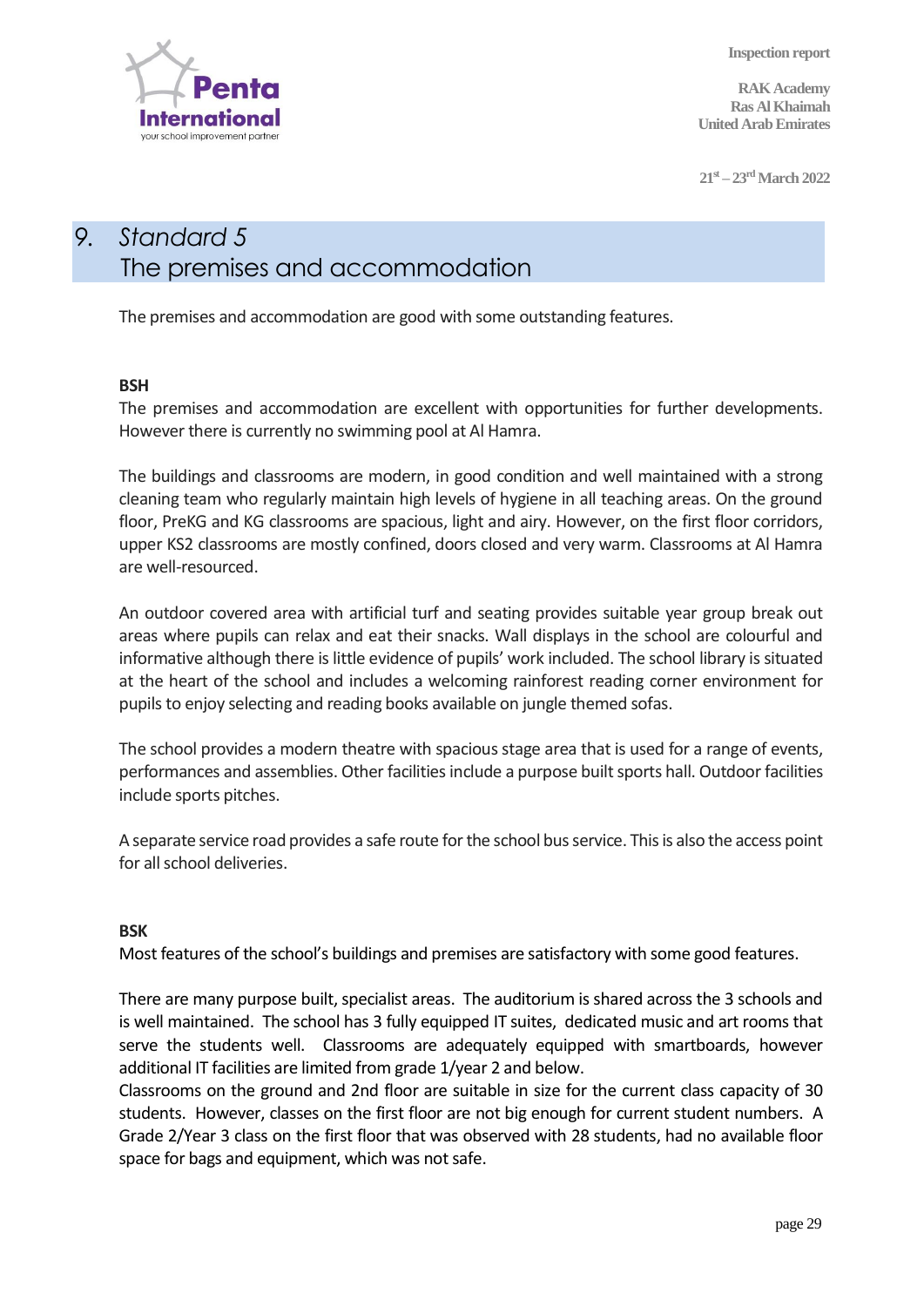# 9. *Standard 5* The premises and accommodation

The premises and accommodation are good with some outstanding features.

**BSH**

The premises and accommodation are excellent with opportunities for further developments. However there is currently no swimming pool at Al Hamra.

The buildings and classrooms are modern, in good condition and well maintained with a strong cleaning team who regularly maintain high levels of hygiene in all teaching areas. On the ground floor, PreKG and KG classrooms are spacious, light and airy. However, on the first floor corridors, upper KS2 classrooms are mostly confined, doors closed and very warm. Classrooms at Al Hamra are well-resourced.

An outdoor covered area with artificial turf and seating provides suitable year group break out areas where pupils can relax and eat their snacks. Wall displays in the school are colourful and informative although there is little evidence of pupils' work included. The school library is situated at the heart of the school and includes a welcoming rainforest reading corner environment for pupils to enjoy selecting and reading books available on jungle themed sofas.

The school provides a modern theatre with spacious stage area that is used for a range of events, performances and assemblies. Other facilities include a purpose built sports hall. Outdoor facilities include sports pitches.

A separate service road provides a safe route for the school bus service. This is also the access point for all school deliveries.

**BSK**

Most features of the school's buildings and premises are satisfactory with some good features.

There are many purpose built, specialist areas. The auditorium is shared across the 3 schools and is well maintained. The school has 3 fully equipped IT suites, dedicated music and art rooms that serve the students well. Classrooms are adequately equipped with smartboards, however additional IT facilities are limited from grade 1/year 2 and below.

Classrooms on the ground and 2nd floor are suitable in size for the current class capacity of 30 students. However, classes on the first floor are not big enough for current student numbers. A Grade 2/Year 3 class on the first floor that was observed with 28 students, had no available floor space for bags and equipment, which was not safe.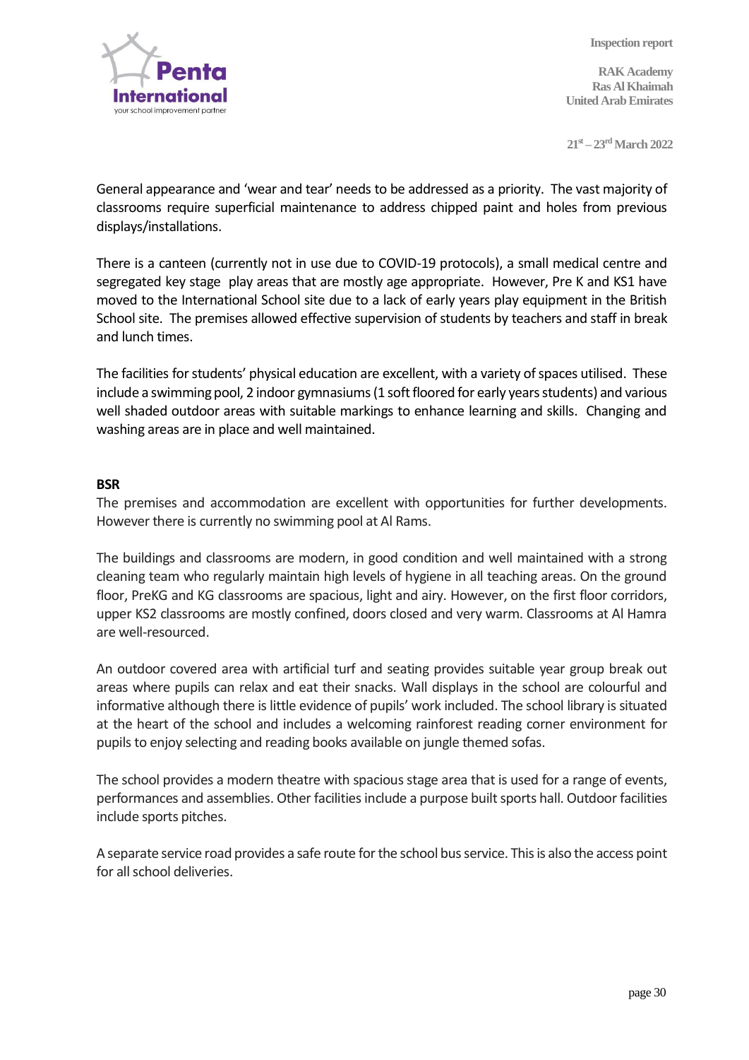General appearance and 'wear and tear' needs to be addressed as a priority. The vast majority of classrooms require superficial maintenance to address chipped paint and holes from previous displays/installations.

There is a canteen (currently not in use due to COVID-19 protocols), a small medical centre and segregated key stage play areas that are mostly age appropriate. However, Pre K and KS1 have moved to the International School site due to a lack of early years play equipment in the British School site. The premises allowed effective supervision of students by teachers and staff in break and lunch times.

The facilities for students' physical education are excellent, with a variety of spaces utilised. These include a swimming pool, 2 indoor gymnasiums (1 soft floored for early years students) and various well shaded outdoor areas with suitable markings to enhance learning and skills. Changing and washing areas are in place and well maintained.

**BSR**

The premises and accommodation are excellent with opportunities for further developments. However there is currently no swimming pool at Al Rams.

The buildings and classrooms are modern, in good condition and well maintained with a strong cleaning team who regularly maintain high levels of hygiene in all teaching areas. On the ground floor, PreKG and KG classrooms are spacious, light and airy. However, on the first floor corridors, upper KS2 classrooms are mostly confined, doors closed and very warm. Classrooms at Al Hamra are well-resourced.

An outdoor covered area with artificial turf and seating provides suitable year group break out areas where pupils can relax and eat their snacks. Wall displays in the school are colourful and informative although there is little evidence of pupils' work included. The school library is situated at the heart of the school and includes a welcoming rainforest reading corner environment for pupils to enjoy selecting and reading books available on jungle themed sofas.

The school provides a modern theatre with spacious stage area that is used for a range of events, performances and assemblies. Other facilities include a purpose built sports hall. Outdoor facilities include sports pitches.

A separate service road provides a safe route for the school bus service. This is also the access point for all school deliveries.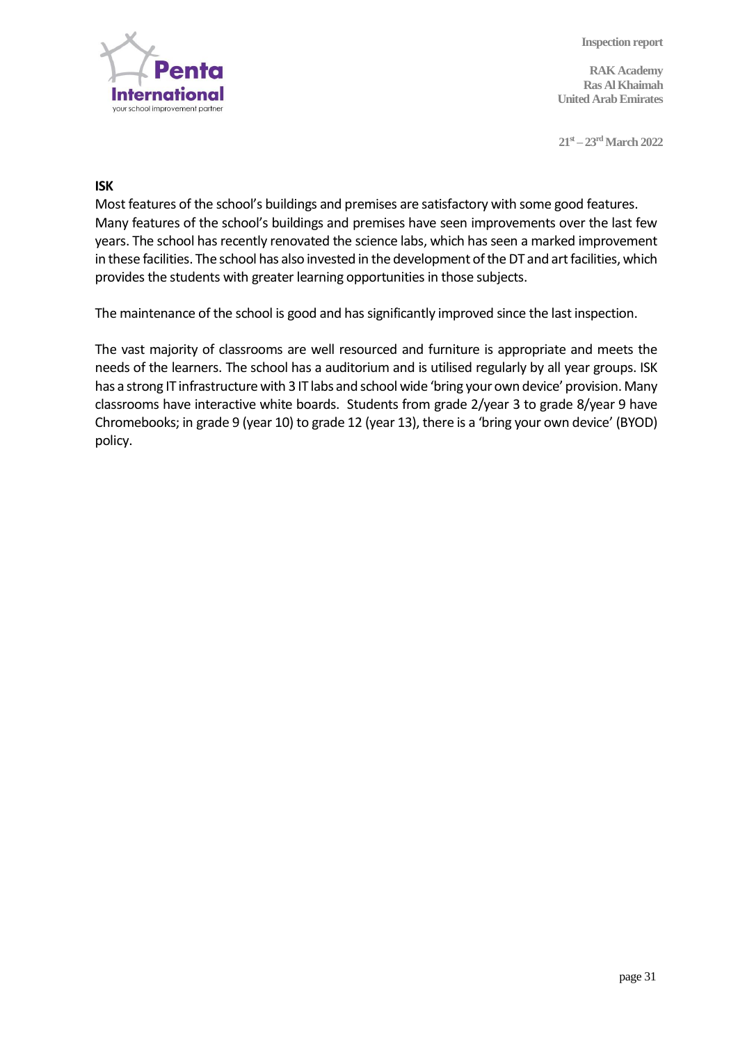**ISK**

Most features of the school's buildings and premises are satisfactory with some good features. Many features of the school's buildings and premises have seen improvements over the last few years. The school has recently renovated the science labs, which has seen a marked improvement in these facilities. The school has also invested in the development of the DT and art facilities, which provides the students with greater learning opportunities in those subjects.

The maintenance of the school is good and has significantly improved since the last inspection.

The vast majority of classrooms are well resourced and furniture is appropriate and meets the needs of the learners. The school has a auditorium and is utilised regularly by all year groups. ISK has a strong IT infrastructure with 3 IT labs and school wide 'bring your own device' provision. Many classrooms have interactive white boards. Students from grade 2/year 3 to grade 8/year 9 have Chromebooks; in grade 9 (year 10) to grade 12 (year 13), there is a 'bring your own device' (BYOD) policy.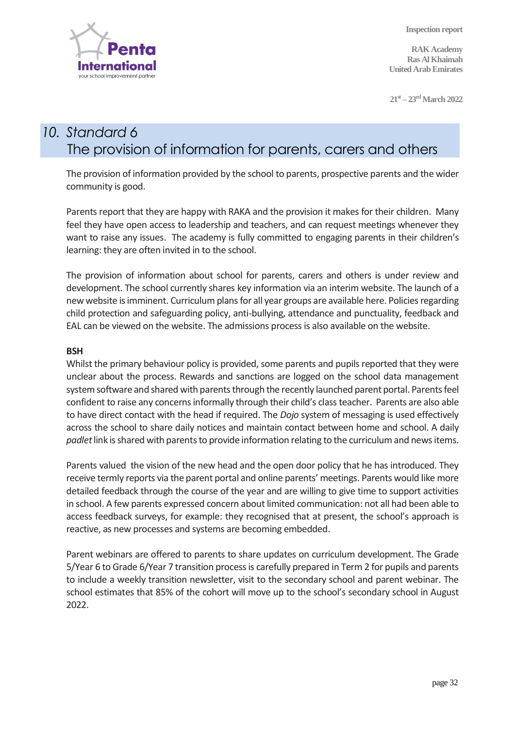## 10. Standard 6
## The provision of information for parents, carers and others

The provision of information provided by the school to parents, prospective parents and the wider community is good.

Parents report that they are happy with RAKA and the provision it makes for their children. Many feel they have open access to leadership and teachers, and can request meetings whenever they want to raise any issues. The academy is fully committed to engaging parents in their children's learning: they are often invited in to the school.

The provision of information about school for parents, carers and others is under review and development. The school currently shares key information via an interim website. The launch of a new website is imminent. Curriculum plans for all year groups are available here. Policies regarding child protection and safeguarding policy, anti-bullying, attendance and punctuality, feedback and EAL can be viewed on the website. The admissions process is also available on the website.

**BSH**

Whilst the primary behaviour policy is provided, some parents and pupils reported that they were unclear about the process. Rewards and sanctions are logged on the school data management system software and shared with parents through the recently launched parent portal. Parents feel confident to raise any concerns informally through their child's class teacher. Parents are also able to have direct contact with the head if required. The *Dojo* system of messaging is used effectively across the school to share daily notices and maintain contact between home and school. A daily *padlet* link is shared with parents to provide information relating to the curriculum and news items.

Parents valued the vision of the new head and the open door policy that he has introduced. They receive termly reports via the parent portal and online parents' meetings. Parents would like more detailed feedback through the course of the year and are willing to give time to support activities in school. A few parents expressed concern about limited communication: not all had been able to access feedback surveys, for example: they recognised that at present, the school's approach is reactive, as new processes and systems are becoming embedded.

Parent webinars are offered to parents to share updates on curriculum development. The Grade 5/Year 6 to Grade 6/Year 7 transition process is carefully prepared in Term 2 for pupils and parents to include a weekly transition newsletter, visit to the secondary school and parent webinar. The school estimates that 85% of the cohort will move up to the school's secondary school in August 2022.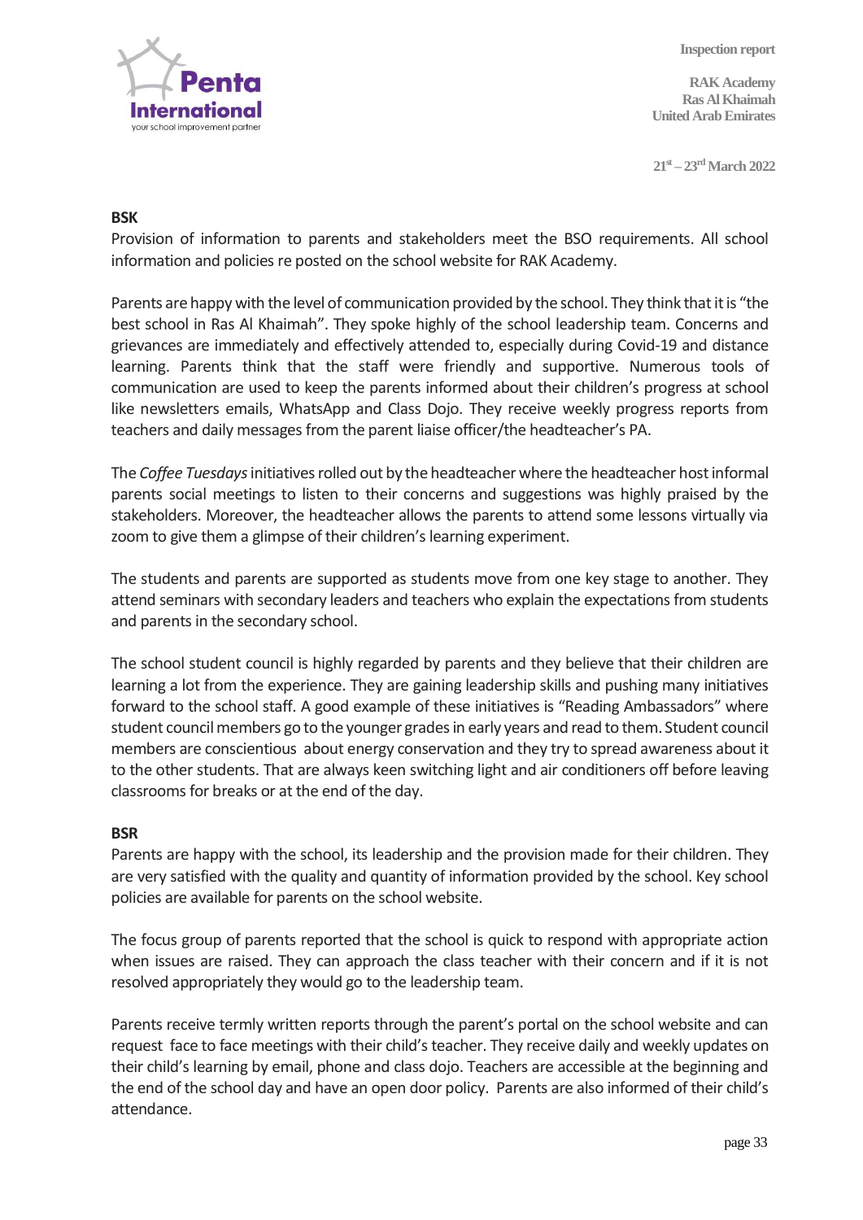**BSK**

Provision of information to parents and stakeholders meet the BSO requirements. All school information and policies re posted on the school website for RAK Academy.

Parents are happy with the level of communication provided by the school. They think that it is "the best school in Ras Al Khaimah". They spoke highly of the school leadership team. Concerns and grievances are immediately and effectively attended to, especially during Covid-19 and distance learning. Parents think that the staff were friendly and supportive. Numerous tools of communication are used to keep the parents informed about their children's progress at school like newsletters emails, WhatsApp and Class Dojo. They receive weekly progress reports from teachers and daily messages from the parent liaise officer/the headteacher's PA.

The *Coffee Tuesdays* initiatives rolled out by the headteacher where the headteacher host informal parents social meetings to listen to their concerns and suggestions was highly praised by the stakeholders. Moreover, the headteacher allows the parents to attend some lessons virtually via zoom to give them a glimpse of their children's learning experiment.

The students and parents are supported as students move from one key stage to another. They attend seminars with secondary leaders and teachers who explain the expectations from students and parents in the secondary school.

The school student council is highly regarded by parents and they believe that their children are learning a lot from the experience. They are gaining leadership skills and pushing many initiatives forward to the school staff. A good example of these initiatives is "Reading Ambassadors" where student council members go to the younger grades in early years and read to them. Student council members are conscientious about energy conservation and they try to spread awareness about it to the other students. That are always keen switching light and air conditioners off before leaving classrooms for breaks or at the end of the day.

**BSR**

Parents are happy with the school, its leadership and the provision made for their children. They are very satisfied with the quality and quantity of information provided by the school. Key school policies are available for parents on the school website.

The focus group of parents reported that the school is quick to respond with appropriate action when issues are raised. They can approach the class teacher with their concern and if it is not resolved appropriately they would go to the leadership team.

Parents receive termly written reports through the parent's portal on the school website and can request face to face meetings with their child's teacher. They receive daily and weekly updates on their child's learning by email, phone and class dojo. Teachers are accessible at the beginning and the end of the school day and have an open door policy. Parents are also informed of their child's attendance.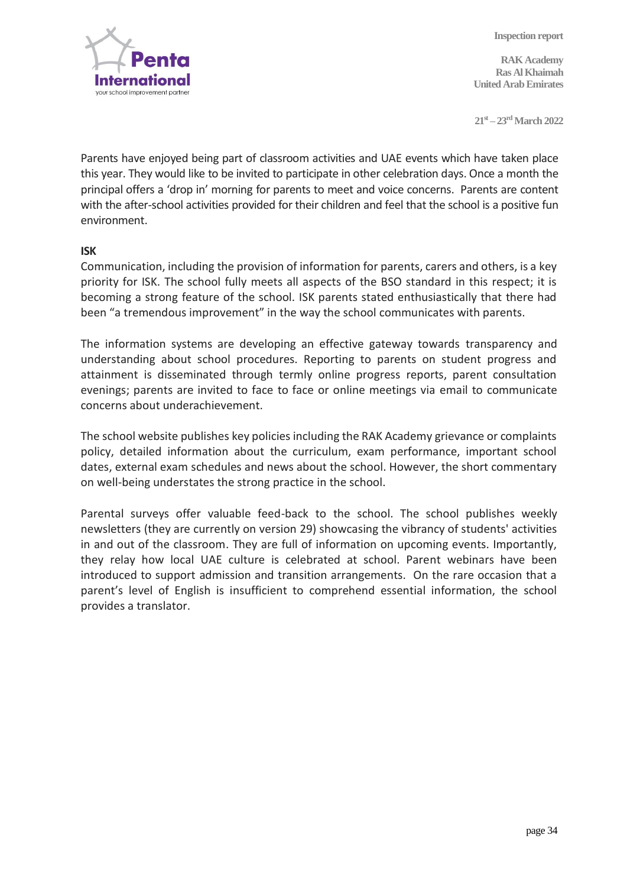Parents have enjoyed being part of classroom activities and UAE events which have taken place this year. They would like to be invited to participate in other celebration days. Once a month the principal offers a 'drop in' morning for parents to meet and voice concerns. Parents are content with the after-school activities provided for their children and feel that the school is a positive fun environment.

**ISK**

Communication, including the provision of information for parents, carers and others, is a key priority for ISK. The school fully meets all aspects of the BSO standard in this respect; it is becoming a strong feature of the school. ISK parents stated enthusiastically that there had been "a tremendous improvement" in the way the school communicates with parents.

The information systems are developing an effective gateway towards transparency and understanding about school procedures. Reporting to parents on student progress and attainment is disseminated through termly online progress reports, parent consultation evenings; parents are invited to face to face or online meetings via email to communicate concerns about underachievement.

The school website publishes key policies including the RAK Academy grievance or complaints policy, detailed information about the curriculum, exam performance, important school dates, external exam schedules and news about the school. However, the short commentary on well-being understates the strong practice in the school.

Parental surveys offer valuable feed-back to the school. The school publishes weekly newsletters (they are currently on version 29) showcasing the vibrancy of students' activities in and out of the classroom. They are full of information on upcoming events. Importantly, they relay how local UAE culture is celebrated at school. Parent webinars have been introduced to support admission and transition arrangements. On the rare occasion that a parent's level of English is insufficient to comprehend essential information, the school provides a translator.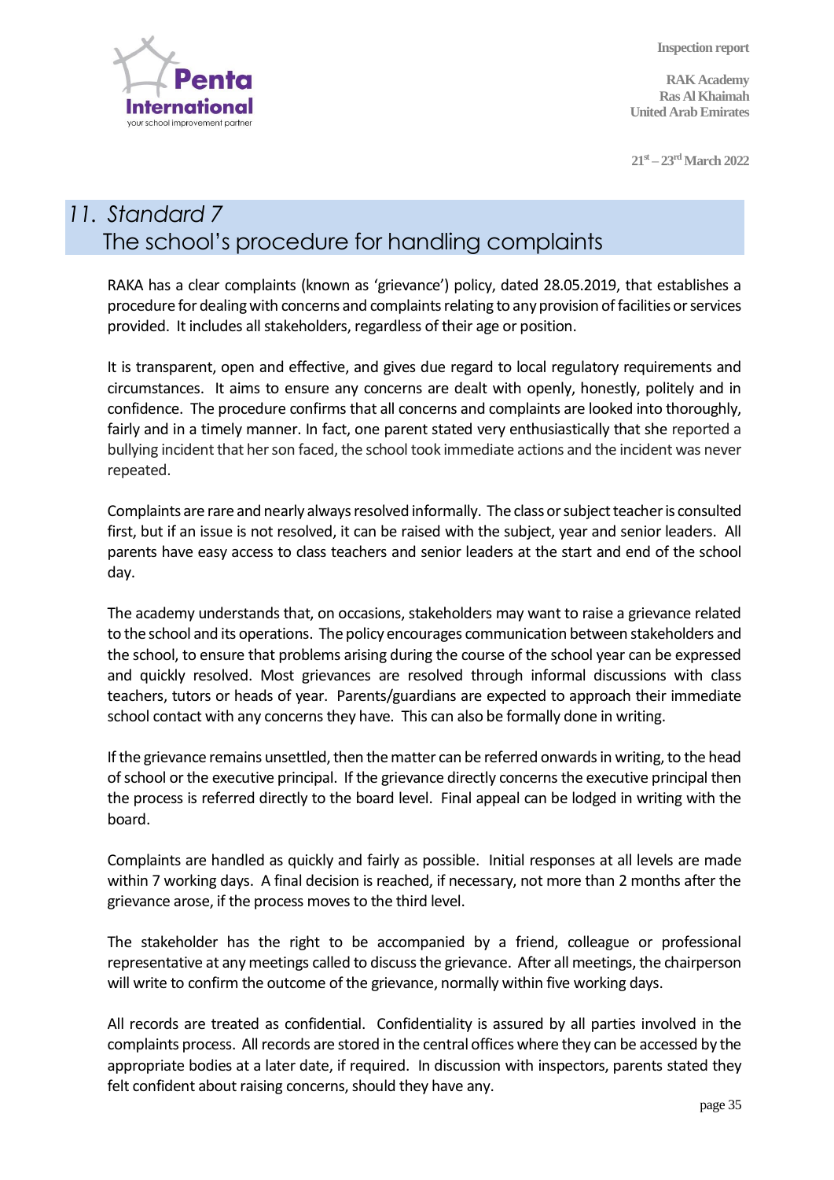## 11. Standard 7
## The school's procedure for handling complaints

RAKA has a clear complaints (known as 'grievance') policy, dated 28.05.2019, that establishes a procedure for dealing with concerns and complaints relating to any provision of facilities or services provided. It includes all stakeholders, regardless of their age or position.

It is transparent, open and effective, and gives due regard to local regulatory requirements and circumstances. It aims to ensure any concerns are dealt with openly, honestly, politely and in confidence. The procedure confirms that all concerns and complaints are looked into thoroughly, fairly and in a timely manner. In fact, one parent stated very enthusiastically that she reported a bullying incident that her son faced, the school took immediate actions and the incident was never repeated.

Complaints are rare and nearly always resolved informally. The class or subject teacher is consulted first, but if an issue is not resolved, it can be raised with the subject, year and senior leaders. All parents have easy access to class teachers and senior leaders at the start and end of the school day.

The academy understands that, on occasions, stakeholders may want to raise a grievance related to the school and its operations. The policy encourages communication between stakeholders and the school, to ensure that problems arising during the course of the school year can be expressed and quickly resolved. Most grievances are resolved through informal discussions with class teachers, tutors or heads of year. Parents/guardians are expected to approach their immediate school contact with any concerns they have. This can also be formally done in writing.

If the grievance remains unsettled, then the matter can be referred onwards in writing, to the head of school or the executive principal. If the grievance directly concerns the executive principal then the process is referred directly to the board level. Final appeal can be lodged in writing with the board.

Complaints are handled as quickly and fairly as possible. Initial responses at all levels are made within 7 working days. A final decision is reached, if necessary, not more than 2 months after the grievance arose, if the process moves to the third level.

The stakeholder has the right to be accompanied by a friend, colleague or professional representative at any meetings called to discuss the grievance. After all meetings, the chairperson will write to confirm the outcome of the grievance, normally within five working days.

All records are treated as confidential. Confidentiality is assured by all parties involved in the complaints process. All records are stored in the central offices where they can be accessed by the appropriate bodies at a later date, if required. In discussion with inspectors, parents stated they felt confident about raising concerns, should they have any.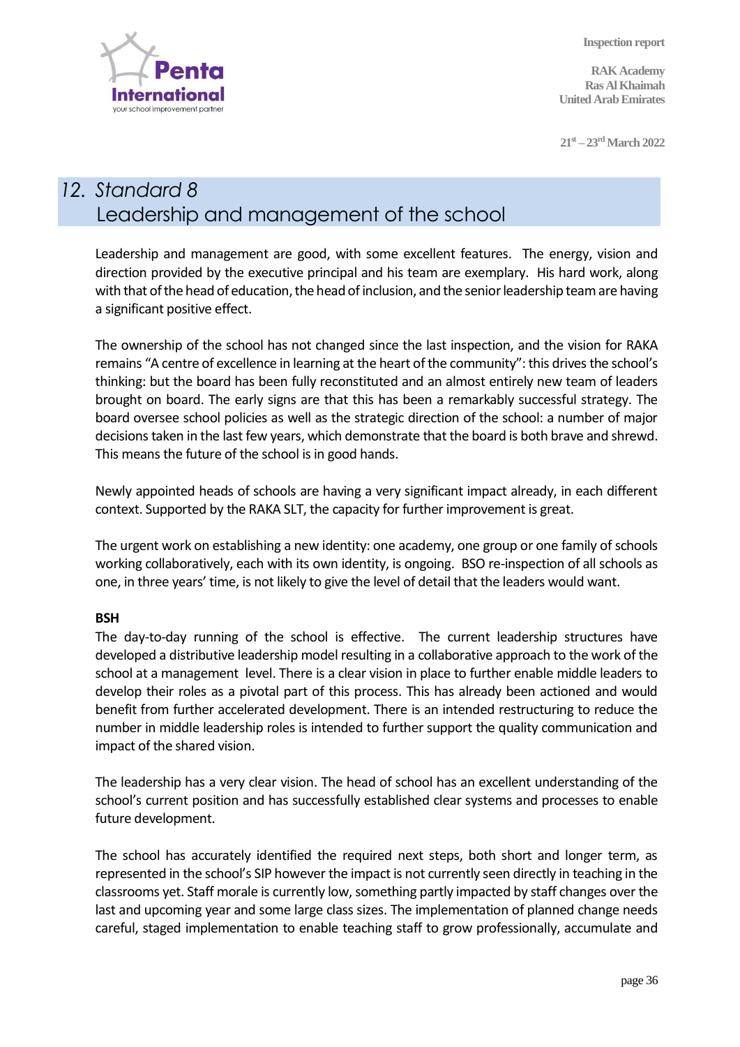## 12. Standard 8 Leadership and management of the school

Leadership and management are good, with some excellent features. The energy, vision and direction provided by the executive principal and his team are exemplary. His hard work, along with that of the head of education, the head of inclusion, and the senior leadership team are having a significant positive effect.

The ownership of the school has not changed since the last inspection, and the vision for RAKA remains "A centre of excellence in learning at the heart of the community": this drives the school's thinking: but the board has been fully reconstituted and an almost entirely new team of leaders brought on board. The early signs are that this has been a remarkably successful strategy. The board oversee school policies as well as the strategic direction of the school: a number of major decisions taken in the last few years, which demonstrate that the board is both brave and shrewd. This means the future of the school is in good hands.

Newly appointed heads of schools are having a very significant impact already, in each different context. Supported by the RAKA SLT, the capacity for further improvement is great.

The urgent work on establishing a new identity: one academy, one group or one family of schools working collaboratively, each with its own identity, is ongoing. BSO re-inspection of all schools as one, in three years' time, is not likely to give the level of detail that the leaders would want.

**BSH**

The day-to-day running of the school is effective. The current leadership structures have developed a distributive leadership model resulting in a collaborative approach to the work of the school at a management level. There is a clear vision in place to further enable middle leaders to develop their roles as a pivotal part of this process. This has already been actioned and would benefit from further accelerated development. There is an intended restructuring to reduce the number in middle leadership roles is intended to further support the quality communication and impact of the shared vision.

The leadership has a very clear vision. The head of school has an excellent understanding of the school's current position and has successfully established clear systems and processes to enable future development.

The school has accurately identified the required next steps, both short and longer term, as represented in the school's SIP however the impact is not currently seen directly in teaching in the classrooms yet. Staff morale is currently low, something partly impacted by staff changes over the last and upcoming year and some large class sizes. The implementation of planned change needs careful, staged implementation to enable teaching staff to grow professionally, accumulate and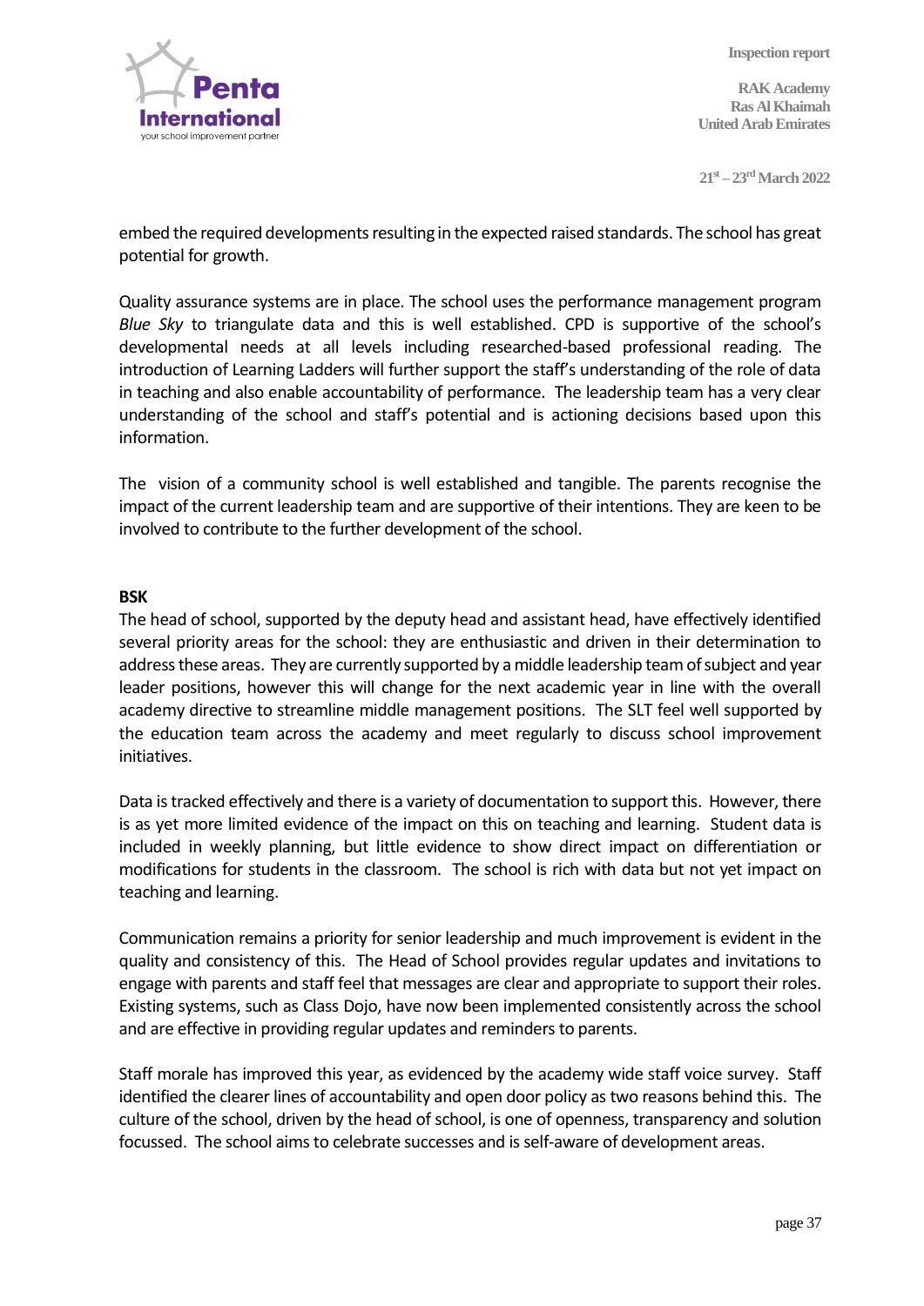embed the required developments resulting in the expected raised standards. The school has great potential for growth.

Quality assurance systems are in place. The school uses the performance management program *Blue Sky* to triangulate data and this is well established. CPD is supportive of the school's developmental needs at all levels including researched-based professional reading. The introduction of Learning Ladders will further support the staff's understanding of the role of data in teaching and also enable accountability of performance. The leadership team has a very clear understanding of the school and staff's potential and is actioning decisions based upon this information.

The vision of a community school is well established and tangible. The parents recognise the impact of the current leadership team and are supportive of their intentions. They are keen to be involved to contribute to the further development of the school.

**BSK**

The head of school, supported by the deputy head and assistant head, have effectively identified several priority areas for the school: they are enthusiastic and driven in their determination to address these areas. They are currently supported by a middle leadership team of subject and year leader positions, however this will change for the next academic year in line with the overall academy directive to streamline middle management positions. The SLT feel well supported by the education team across the academy and meet regularly to discuss school improvement initiatives.

Data is tracked effectively and there is a variety of documentation to support this. However, there is as yet more limited evidence of the impact on this on teaching and learning. Student data is included in weekly planning, but little evidence to show direct impact on differentiation or modifications for students in the classroom. The school is rich with data but not yet impact on teaching and learning.

Communication remains a priority for senior leadership and much improvement is evident in the quality and consistency of this. The Head of School provides regular updates and invitations to engage with parents and staff feel that messages are clear and appropriate to support their roles. Existing systems, such as Class Dojo, have now been implemented consistently across the school and are effective in providing regular updates and reminders to parents.

Staff morale has improved this year, as evidenced by the academy wide staff voice survey. Staff identified the clearer lines of accountability and open door policy as two reasons behind this. The culture of the school, driven by the head of school, is one of openness, transparency and solution focussed. The school aims to celebrate successes and is self-aware of development areas.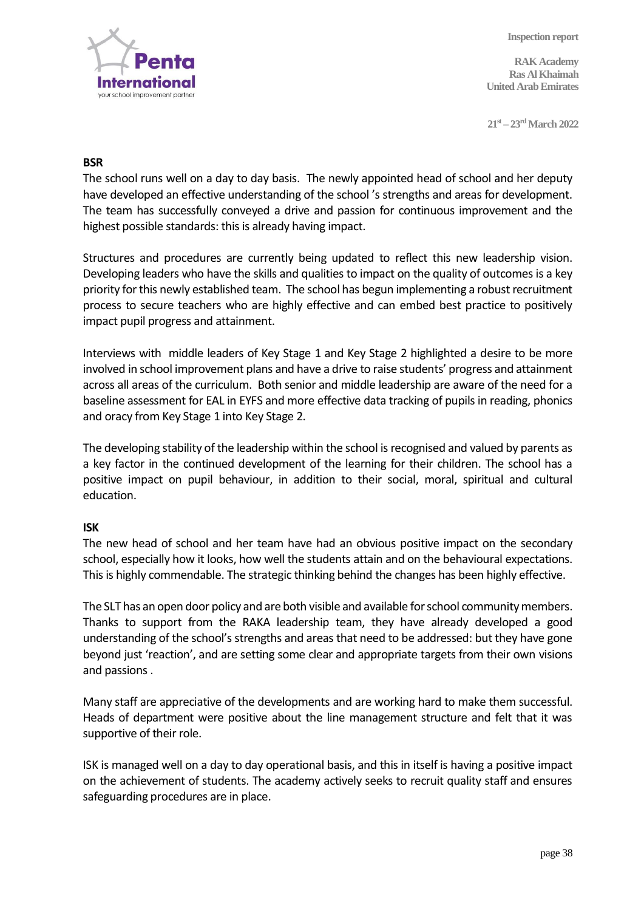**BSR**

The school runs well on a day to day basis. The newly appointed head of school and her deputy have developed an effective understanding of the school 's strengths and areas for development. The team has successfully conveyed a drive and passion for continuous improvement and the highest possible standards: this is already having impact.

Structures and procedures are currently being updated to reflect this new leadership vision. Developing leaders who have the skills and qualities to impact on the quality of outcomes is a key priority for this newly established team. The school has begun implementing a robust recruitment process to secure teachers who are highly effective and can embed best practice to positively impact pupil progress and attainment.

Interviews with middle leaders of Key Stage 1 and Key Stage 2 highlighted a desire to be more involved in school improvement plans and have a drive to raise students' progress and attainment across all areas of the curriculum. Both senior and middle leadership are aware of the need for a baseline assessment for EAL in EYFS and more effective data tracking of pupils in reading, phonics and oracy from Key Stage 1 into Key Stage 2.

The developing stability of the leadership within the school is recognised and valued by parents as a key factor in the continued development of the learning for their children. The school has a positive impact on pupil behaviour, in addition to their social, moral, spiritual and cultural education.

**ISK**

The new head of school and her team have had an obvious positive impact on the secondary school, especially how it looks, how well the students attain and on the behavioural expectations. This is highly commendable. The strategic thinking behind the changes has been highly effective.

The SLT has an open door policy and are both visible and available for school community members. Thanks to support from the RAKA leadership team, they have already developed a good understanding of the school's strengths and areas that need to be addressed: but they have gone beyond just 'reaction', and are setting some clear and appropriate targets from their own visions and passions .

Many staff are appreciative of the developments and are working hard to make them successful. Heads of department were positive about the line management structure and felt that it was supportive of their role.

ISK is managed well on a day to day operational basis, and this in itself is having a positive impact on the achievement of students. The academy actively seeks to recruit quality staff and ensures safeguarding procedures are in place.